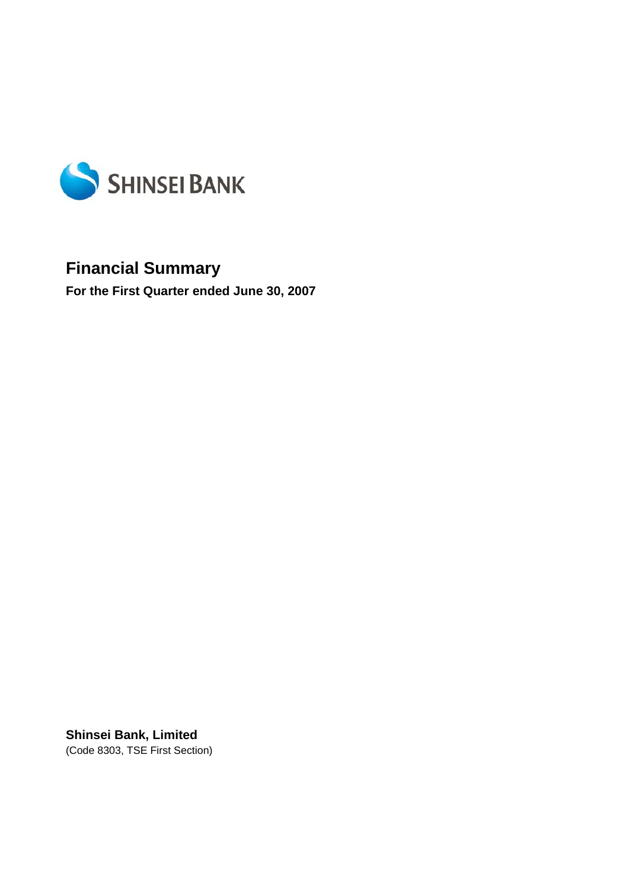SHINSEI BANK

# Financial Summary

**For the First Quarter ended June 30, 2007**

**Shinsei Bank, Limited**

(Code 8303, TSE First Section)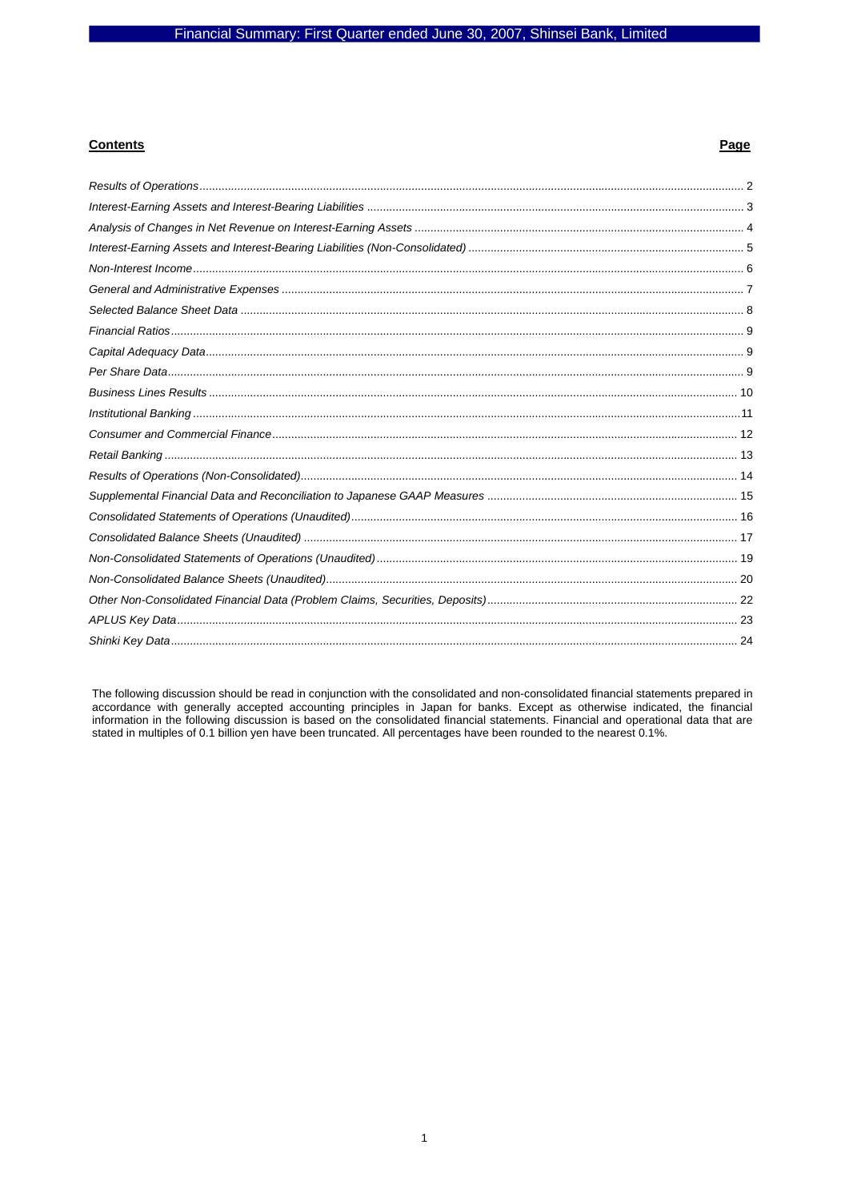**Contents** **Page**

| | |
|---|---|
| *Results of Operations* | 2 |
| *Interest-Earning Assets and Interest-Bearing Liabilities* | 3 |
| *Analysis of Changes in Net Revenue on Interest-Earning Assets* | 4 |
| *Interest-Earning Assets and Interest-Bearing Liabilities (Non-Consolidated)* | 5 |
| *Non-Interest Income* | 6 |
| *General and Administrative Expenses* | 7 |
| *Selected Balance Sheet Data* | 8 |
| *Financial Ratios* | 9 |
| *Capital Adequacy Data* | 9 |
| *Per Share Data* | 9 |
| *Business Lines Results* | 10 |
| *Institutional Banking* | 11 |
| *Consumer and Commercial Finance* | 12 |
| *Retail Banking* | 13 |
| *Results of Operations (Non-Consolidated)* | 14 |
| *Supplemental Financial Data and Reconciliation to Japanese GAAP Measures* | 15 |
| *Consolidated Statements of Operations (Unaudited)* | 16 |
| *Consolidated Balance Sheets (Unaudited)* | 17 |
| *Non-Consolidated Statements of Operations (Unaudited)* | 19 |
| *Non-Consolidated Balance Sheets (Unaudited)* | 20 |
| *Other Non-Consolidated Financial Data (Problem Claims, Securities, Deposits)* | 22 |
| *APLUS Key Data* | 23 |
| *Shinki Key Data* | 24 |

The following discussion should be read in conjunction with the consolidated and non-consolidated financial statements prepared in accordance with generally accepted accounting principles in Japan for banks. Except as otherwise indicated, the financial information in the following discussion is based on the consolidated financial statements. Financial and operational data that are stated in multiples of 0.1 billion yen have been truncated. All percentages have been rounded to the nearest 0.1%.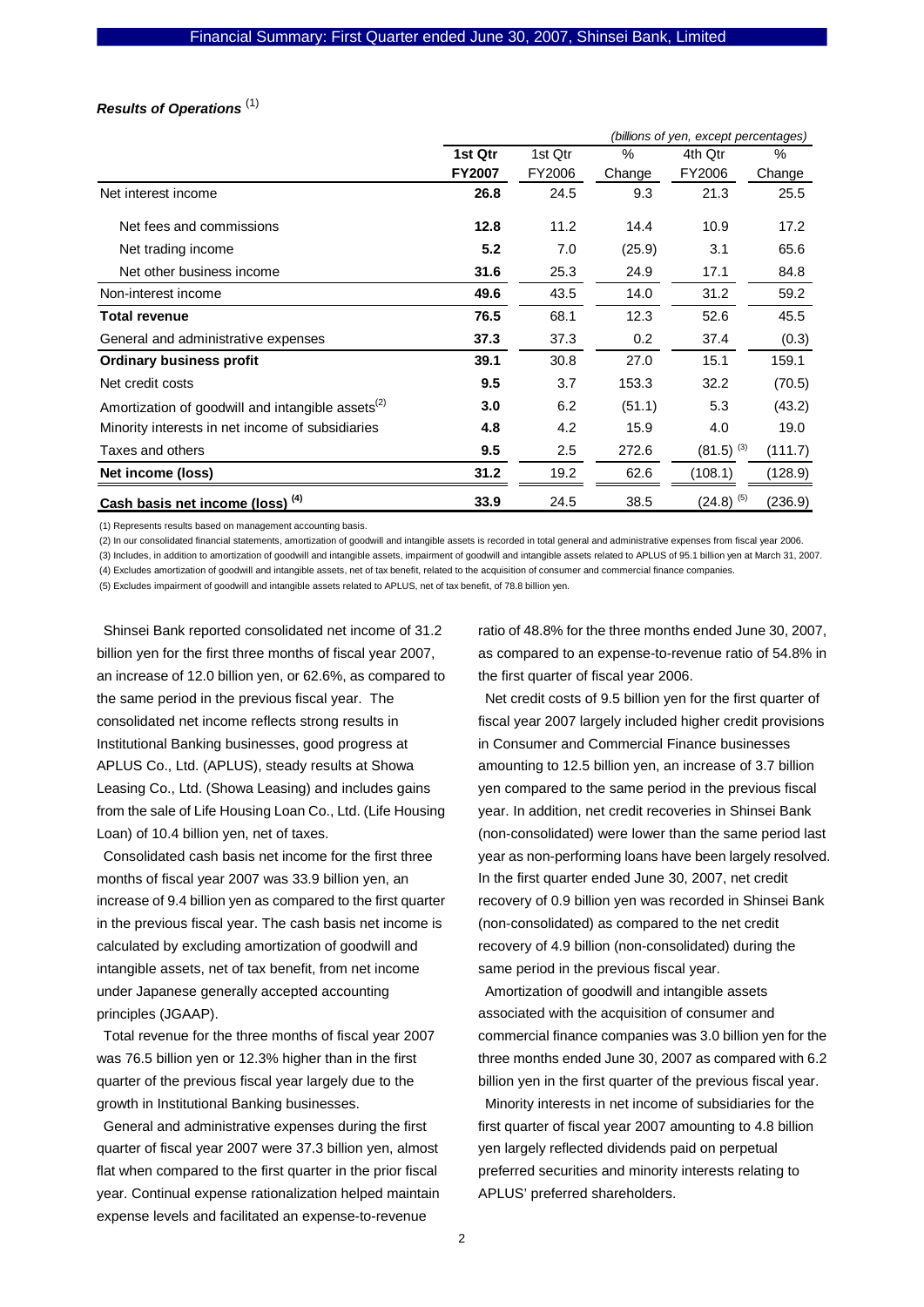### *Results of Operations* [1]

| | 1st Qtr | 1st Qtr | % | 4th Qtr | % |
|---|---|---|---|---|---|
| *(billions of yen, except percentages)* | **FY2007** | FY2006 | Change | FY2006 | Change |
| Net interest income | **26.8** | 24.5 | 9.3 | 21.3 | 25.5 |
| Net fees and commissions | **12.8** | 11.2 | 14.4 | 10.9 | 17.2 |
| Net trading income | **5.2** | 7.0 | (25.9) | 3.1 | 65.6 |
| Net other business income | **31.6** | 25.3 | 24.9 | 17.1 | 84.8 |
| Non-interest income | **49.6** | 43.5 | 14.0 | 31.2 | 59.2 |
| **Total revenue** | **76.5** | 68.1 | 12.3 | 52.6 | 45.5 |
| General and administrative expenses | **37.3** | 37.3 | 0.2 | 37.4 | (0.3) |
| **Ordinary business profit** | **39.1** | 30.8 | 27.0 | 15.1 | 159.1 |
| Net credit costs | **9.5** | 3.7 | 153.3 | 32.2 | (70.5) |
| Amortization of goodwill and intangible assets[2] | **3.0** | 6.2 | (51.1) | 5.3 | (43.2) |
| Minority interests in net income of subsidiaries | **4.8** | 4.2 | 15.9 | 4.0 | 19.0 |
| Taxes and others | **9.5** | 2.5 | 272.6 | (81.5) [3] | (111.7) |
| **Net income (loss)** | **31.2** | 19.2 | 62.6 | (108.1) | (128.9) |
| **Cash basis net income (loss) [4]** | **33.9** | 24.5 | 38.5 | (24.8) [5] | (236.9) |

(1) Represents results based on management accounting basis.

(2) In our consolidated financial statements, amortization of goodwill and intangible assets is recorded in total general and administrative expenses from fiscal year 2006.

(3) Includes, in addition to amortization of goodwill and intangible assets, impairment of goodwill and intangible assets related to APLUS of 95.1 billion yen at March 31, 2007.

(4) Excludes amortization of goodwill and intangible assets, net of tax benefit, related to the acquisition of consumer and commercial finance companies.

(5) Excludes impairment of goodwill and intangible assets related to APLUS, net of tax benefit, of 78.8 billion yen.

Shinsei Bank reported consolidated net income of 31.2 billion yen for the first three months of fiscal year 2007, an increase of 12.0 billion yen, or 62.6%, as compared to the same period in the previous fiscal year. The consolidated net income reflects strong results in Institutional Banking businesses, good progress at APLUS Co., Ltd. (APLUS), steady results at Showa Leasing Co., Ltd. (Showa Leasing) and includes gains from the sale of Life Housing Loan Co., Ltd. (Life Housing Loan) of 10.4 billion yen, net of taxes.

Consolidated cash basis net income for the first three months of fiscal year 2007 was 33.9 billion yen, an increase of 9.4 billion yen as compared to the first quarter in the previous fiscal year. The cash basis net income is calculated by excluding amortization of goodwill and intangible assets, net of tax benefit, from net income under Japanese generally accepted accounting principles (JGAAP).

Total revenue for the three months of fiscal year 2007 was 76.5 billion yen or 12.3% higher than in the first quarter of the previous fiscal year largely due to the growth in Institutional Banking businesses.

General and administrative expenses during the first quarter of fiscal year 2007 were 37.3 billion yen, almost flat when compared to the first quarter in the prior fiscal year. Continual expense rationalization helped maintain expense levels and facilitated an expense-to-revenue ratio of 48.8% for the three months ended June 30, 2007, as compared to an expense-to-revenue ratio of 54.8% in the first quarter of fiscal year 2006.

Net credit costs of 9.5 billion yen for the first quarter of fiscal year 2007 largely included higher credit provisions in Consumer and Commercial Finance businesses amounting to 12.5 billion yen, an increase of 3.7 billion yen compared to the same period in the previous fiscal year. In addition, net credit recoveries in Shinsei Bank (non-consolidated) were lower than the same period last year as non-performing loans have been largely resolved. In the first quarter ended June 30, 2007, net credit recovery of 0.9 billion yen was recorded in Shinsei Bank (non-consolidated) as compared to the net credit recovery of 4.9 billion (non-consolidated) during the same period in the previous fiscal year.

Amortization of goodwill and intangible assets associated with the acquisition of consumer and commercial finance companies was 3.0 billion yen for the three months ended June 30, 2007 as compared with 6.2 billion yen in the first quarter of the previous fiscal year.

Minority interests in net income of subsidiaries for the first quarter of fiscal year 2007 amounting to 4.8 billion yen largely reflected dividends paid on perpetual preferred securities and minority interests relating to APLUS' preferred shareholders.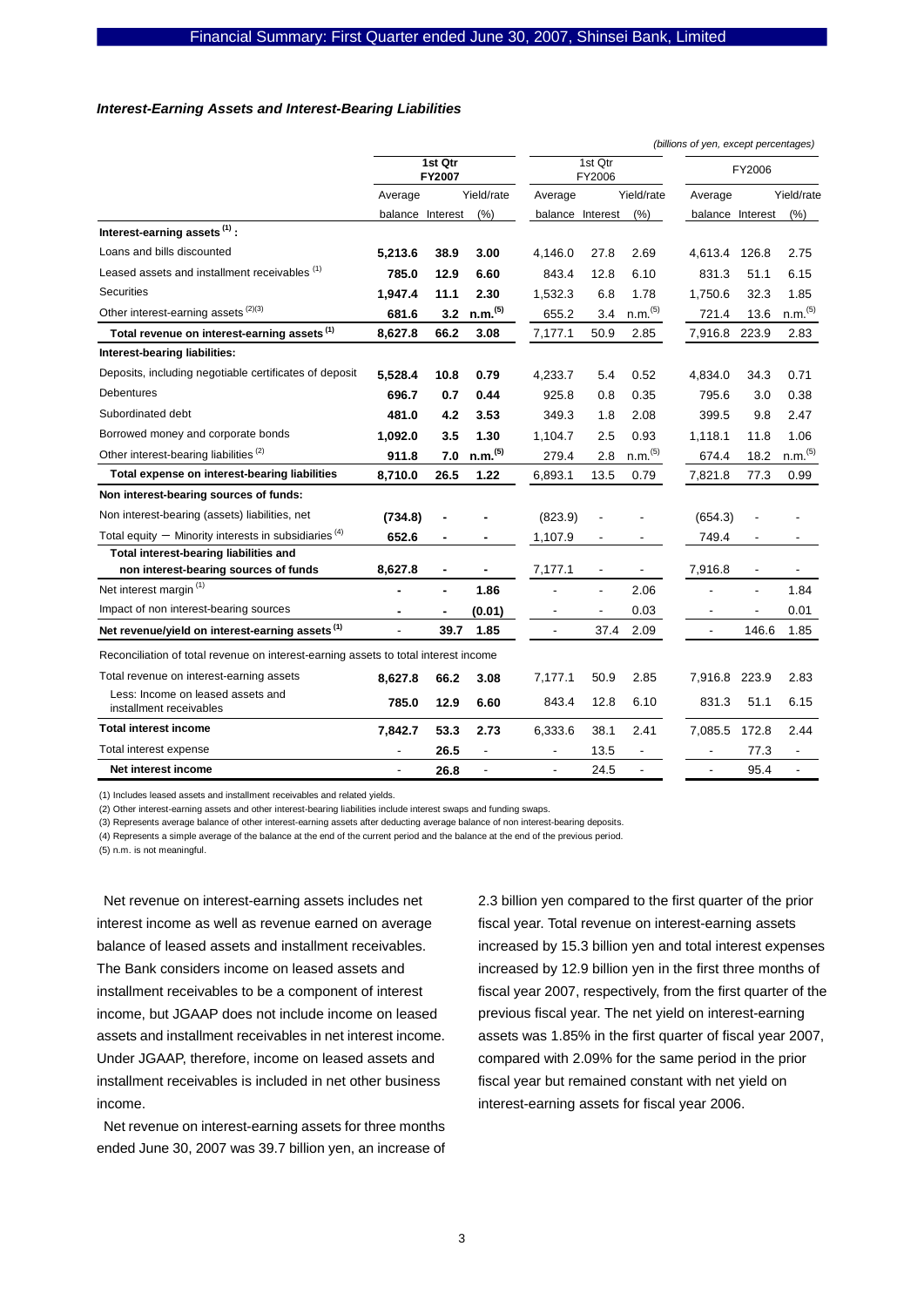### *Interest-Earning Assets and Interest-Bearing Liabilities*

*(billions of yen, except percentages)*

| | 1st Qtr FY2007 | | | 1st Qtr FY2006 | | | FY2006 | | |
|---|---|---|---|---|---|---|---|---|---|
| | Average balance | Interest | Yield/rate (%) | Average balance | Interest | Yield/rate (%) | Average balance | Interest | Yield/rate (%) |
| **Interest-earning assets (1) :** | | | | | | | | | |
| Loans and bills discounted | **5,213.6** | **38.9** | **3.00** | 4,146.0 | 27.8 | 2.69 | 4,613.4 | 126.8 | 2.75 |
| Leased assets and installment receivables (1) | **785.0** | **12.9** | **6.60** | 843.4 | 12.8 | 6.10 | 831.3 | 51.1 | 6.15 |
| Securities | **1,947.4** | **11.1** | **2.30** | 1,532.3 | 6.8 | 1.78 | 1,750.6 | 32.3 | 1.85 |
| Other interest-earning assets (2)(3) | **681.6** | **3.2** | **n.m.(5)** | 655.2 | 3.4 | n.m.(5) | 721.4 | 13.6 | n.m.(5) |
| **Total revenue on interest-earning assets (1)** | **8,627.8** | **66.2** | **3.08** | 7,177.1 | 50.9 | 2.85 | 7,916.8 | 223.9 | 2.83 |
| **Interest-bearing liabilities:** | | | | | | | | | |
| Deposits, including negotiable certificates of deposit | **5,528.4** | **10.8** | **0.79** | 4,233.7 | 5.4 | 0.52 | 4,834.0 | 34.3 | 0.71 |
| Debentures | **696.7** | **0.7** | **0.44** | 925.8 | 0.8 | 0.35 | 795.6 | 3.0 | 0.38 |
| Subordinated debt | **481.0** | **4.2** | **3.53** | 349.3 | 1.8 | 2.08 | 399.5 | 9.8 | 2.47 |
| Borrowed money and corporate bonds | **1,092.0** | **3.5** | **1.30** | 1,104.7 | 2.5 | 0.93 | 1,118.1 | 11.8 | 1.06 |
| Other interest-bearing liabilities (2) | **911.8** | **7.0** | **n.m.(5)** | 279.4 | 2.8 | n.m.(5) | 674.4 | 18.2 | n.m.(5) |
| **Total expense on interest-bearing liabilities** | **8,710.0** | **26.5** | **1.22** | 6,893.1 | 13.5 | 0.79 | 7,821.8 | 77.3 | 0.99 |
| **Non interest-bearing sources of funds:** | | | | | | | | | |
| Non interest-bearing (assets) liabilities, net | **(734.8)** | **-** | **-** | (823.9) | - | - | (654.3) | - | - |
| Total equity − Minority interests in subsidiaries (4) | **652.6** | **-** | **-** | 1,107.9 | - | - | 749.4 | - | - |
| **Total interest-bearing liabilities and non interest-bearing sources of funds** | **8,627.8** | **-** | **-** | 7,177.1 | - | - | 7,916.8 | - | - |
| Net interest margin (1) | **-** | **-** | **1.86** | - | - | 2.06 | - | - | 1.84 |
| Impact of non interest-bearing sources | **-** | **-** | **(0.01)** | - | - | 0.03 | - | - | 0.01 |
| **Net revenue/yield on interest-earning assets (1)** | - | **39.7** | **1.85** | - | 37.4 | 2.09 | - | 146.6 | 1.85 |
| Reconciliation of total revenue on interest-earning assets to total interest income | | | | | | | | | |
| Total revenue on interest-earning assets | **8,627.8** | **66.2** | **3.08** | 7,177.1 | 50.9 | 2.85 | 7,916.8 | 223.9 | 2.83 |
| Less: Income on leased assets and installment receivables | **785.0** | **12.9** | **6.60** | 843.4 | 12.8 | 6.10 | 831.3 | 51.1 | 6.15 |
| **Total interest income** | **7,842.7** | **53.3** | **2.73** | 6,333.6 | 38.1 | 2.41 | 7,085.5 | 172.8 | 2.44 |
| Total interest expense | - | **26.5** | - | - | 13.5 | - | - | 77.3 | - |
| **Net interest income** | - | **26.8** | - | - | 24.5 | - | - | 95.4 | - |

(1) Includes leased assets and installment receivables and related yields.
(2) Other interest-earning assets and other interest-bearing liabilities include interest swaps and funding swaps.
(3) Represents average balance of other interest-earning assets after deducting average balance of non interest-bearing deposits.
(4) Represents a simple average of the balance at the end of the current period and the balance at the end of the previous period.
(5) n.m. is not meaningful.

Net revenue on interest-earning assets includes net interest income as well as revenue earned on average balance of leased assets and installment receivables. The Bank considers income on leased assets and installment receivables to be a component of interest income, but JGAAP does not include income on leased assets and installment receivables in net interest income. Under JGAAP, therefore, income on leased assets and installment receivables is included in net other business income.

Net revenue on interest-earning assets for three months ended June 30, 2007 was 39.7 billion yen, an increase of 2.3 billion yen compared to the first quarter of the prior fiscal year. Total revenue on interest-earning assets increased by 15.3 billion yen and total interest expenses increased by 12.9 billion yen in the first three months of fiscal year 2007, respectively, from the first quarter of the previous fiscal year. The net yield on interest-earning assets was 1.85% in the first quarter of fiscal year 2007, compared with 2.09% for the same period in the prior fiscal year but remained constant with net yield on interest-earning assets for fiscal year 2006.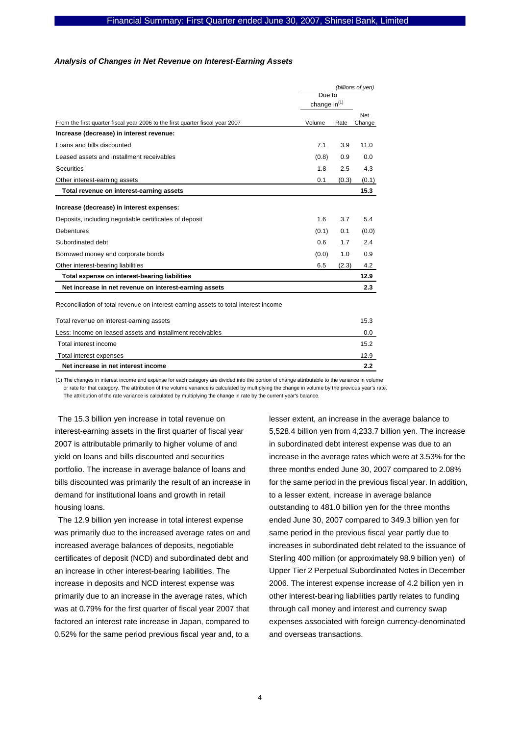### *Analysis of Changes in Net Revenue on Interest-Earning Assets*

| | | | *(billions of yen)* |
|---|---|---|---|
| | Due to change in[1] | | |
| From the first quarter fiscal year 2006 to the first quarter fiscal year 2007 | Volume | Rate | Net Change |
| **Increase (decrease) in interest revenue:** | | | |
| Loans and bills discounted | 7.1 | 3.9 | 11.0 |
| Leased assets and installment receivables | (0.8) | 0.9 | 0.0 |
| Securities | 1.8 | 2.5 | 4.3 |
| Other interest-earning assets | 0.1 | (0.3) | (0.1) |
| **Total revenue on interest-earning assets** | | | **15.3** |
| **Increase (decrease) in interest expenses:** | | | |
| Deposits, including negotiable certificates of deposit | 1.6 | 3.7 | 5.4 |
| Debentures | (0.1) | 0.1 | (0.0) |
| Subordinated debt | 0.6 | 1.7 | 2.4 |
| Borrowed money and corporate bonds | (0.0) | 1.0 | 0.9 |
| Other interest-bearing liabilities | 6.5 | (2.3) | 4.2 |
| **Total expense on interest-bearing liabilities** | | | **12.9** |
| **Net increase in net revenue on interest-earning assets** | | | **2.3** |

Reconciliation of total revenue on interest-earning assets to total interest income

| | |
|---|---|
| Total revenue on interest-earning assets | 15.3 |
| Less: Income on leased assets and installment receivables | 0.0 |
| Total interest income | 15.2 |
| Total interest expenses | 12.9 |
| **Net increase in net interest income** | **2.2** |

(1) The changes in interest income and expense for each category are divided into the portion of change attributable to the variance in volume or rate for that category. The attribution of the volume variance is calculated by multiplying the change in volume by the previous year's rate. The attribution of the rate variance is calculated by multiplying the change in rate by the current year's balance.

The 15.3 billion yen increase in total revenue on interest-earning assets in the first quarter of fiscal year 2007 is attributable primarily to higher volume of and yield on loans and bills discounted and securities portfolio. The increase in average balance of loans and bills discounted was primarily the result of an increase in demand for institutional loans and growth in retail housing loans.

The 12.9 billion yen increase in total interest expense was primarily due to the increased average rates on and increased average balances of deposits, negotiable certificates of deposit (NCD) and subordinated debt and an increase in other interest-bearing liabilities. The increase in deposits and NCD interest expense was primarily due to an increase in the average rates, which was at 0.79% for the first quarter of fiscal year 2007 that factored an interest rate increase in Japan, compared to 0.52% for the same period previous fiscal year and, to a lesser extent, an increase in the average balance to 5,528.4 billion yen from 4,233.7 billion yen. The increase in subordinated debt interest expense was due to an increase in the average rates which were at 3.53% for the three months ended June 30, 2007 compared to 2.08% for the same period in the previous fiscal year. In addition, to a lesser extent, increase in average balance outstanding to 481.0 billion yen for the three months ended June 30, 2007 compared to 349.3 billion yen for same period in the previous fiscal year partly due to increases in subordinated debt related to the issuance of Sterling 400 million (or approximately 98.9 billion yen) of Upper Tier 2 Perpetual Subordinated Notes in December 2006. The interest expense increase of 4.2 billion yen in other interest-bearing liabilities partly relates to funding through call money and interest and currency swap expenses associated with foreign currency-denominated and overseas transactions.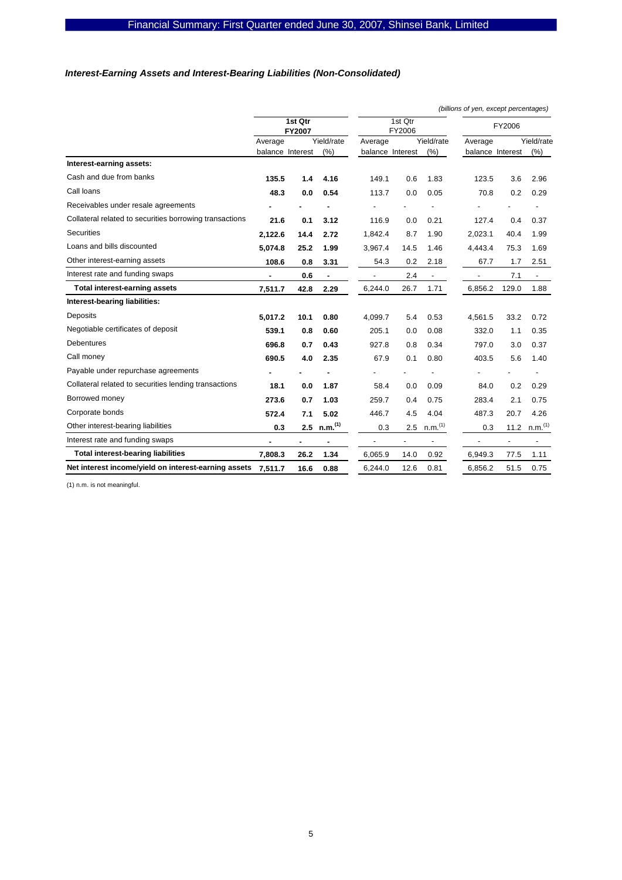### *Interest-Earning Assets and Interest-Bearing Liabilities (Non-Consolidated)*

*(billions of yen, except percentages)*

| | 1st Qtr FY2007 | | | 1st Qtr FY2006 | | | FY2006 | | |
|---|---|---|---|---|---|---|---|---|---|
| | Average balance | Interest | Yield/rate (%) | Average balance | Interest | Yield/rate (%) | Average balance | Interest | Yield/rate (%) |
| **Interest-earning assets:** | | | | | | | | | |
| Cash and due from banks | **135.5** | **1.4** | **4.16** | 149.1 | 0.6 | 1.83 | 123.5 | 3.6 | 2.96 |
| Call loans | **48.3** | **0.0** | **0.54** | 113.7 | 0.0 | 0.05 | 70.8 | 0.2 | 0.29 |
| Receivables under resale agreements | **-** | **-** | **-** | - | - | - | - | - | - |
| Collateral related to securities borrowing transactions | **21.6** | **0.1** | **3.12** | 116.9 | 0.0 | 0.21 | 127.4 | 0.4 | 0.37 |
| Securities | **2,122.6** | **14.4** | **2.72** | 1,842.4 | 8.7 | 1.90 | 2,023.1 | 40.4 | 1.99 |
| Loans and bills discounted | **5,074.8** | **25.2** | **1.99** | 3,967.4 | 14.5 | 1.46 | 4,443.4 | 75.3 | 1.69 |
| Other interest-earning assets | **108.6** | **0.8** | **3.31** | 54.3 | 0.2 | 2.18 | 67.7 | 1.7 | 2.51 |
| Interest rate and funding swaps | **-** | **0.6** | **-** | - | 2.4 | - | - | 7.1 | - |
| **Total interest-earning assets** | **7,511.7** | **42.8** | **2.29** | 6,244.0 | 26.7 | 1.71 | 6,856.2 | 129.0 | 1.88 |
| **Interest-bearing liabilities:** | | | | | | | | | |
| Deposits | **5,017.2** | **10.1** | **0.80** | 4,099.7 | 5.4 | 0.53 | 4,561.5 | 33.2 | 0.72 |
| Negotiable certificates of deposit | **539.1** | **0.8** | **0.60** | 205.1 | 0.0 | 0.08 | 332.0 | 1.1 | 0.35 |
| Debentures | **696.8** | **0.7** | **0.43** | 927.8 | 0.8 | 0.34 | 797.0 | 3.0 | 0.37 |
| Call money | **690.5** | **4.0** | **2.35** | 67.9 | 0.1 | 0.80 | 403.5 | 5.6 | 1.40 |
| Payable under repurchase agreements | **-** | **-** | **-** | - | - | - | - | - | - |
| Collateral related to securities lending transactions | **18.1** | **0.0** | **1.87** | 58.4 | 0.0 | 0.09 | 84.0 | 0.2 | 0.29 |
| Borrowed money | **273.6** | **0.7** | **1.03** | 259.7 | 0.4 | 0.75 | 283.4 | 2.1 | 0.75 |
| Corporate bonds | **572.4** | **7.1** | **5.02** | 446.7 | 4.5 | 4.04 | 487.3 | 20.7 | 4.26 |
| Other interest-bearing liabilities | **0.3** | **2.5** | **n.m.[(1)]** | 0.3 | 2.5 | n.m.[(1)] | 0.3 | 11.2 | n.m.[(1)] |
| Interest rate and funding swaps | **-** | **-** | **-** | - | - | - | - | - | - |
| **Total interest-bearing liabilities** | **7,808.3** | **26.2** | **1.34** | 6,065.9 | 14.0 | 0.92 | 6,949.3 | 77.5 | 1.11 |
| **Net interest income/yield on interest-earning assets** | **7,511.7** | **16.6** | **0.88** | 6,244.0 | 12.6 | 0.81 | 6,856.2 | 51.5 | 0.75 |

(1) n.m. is not meaningful.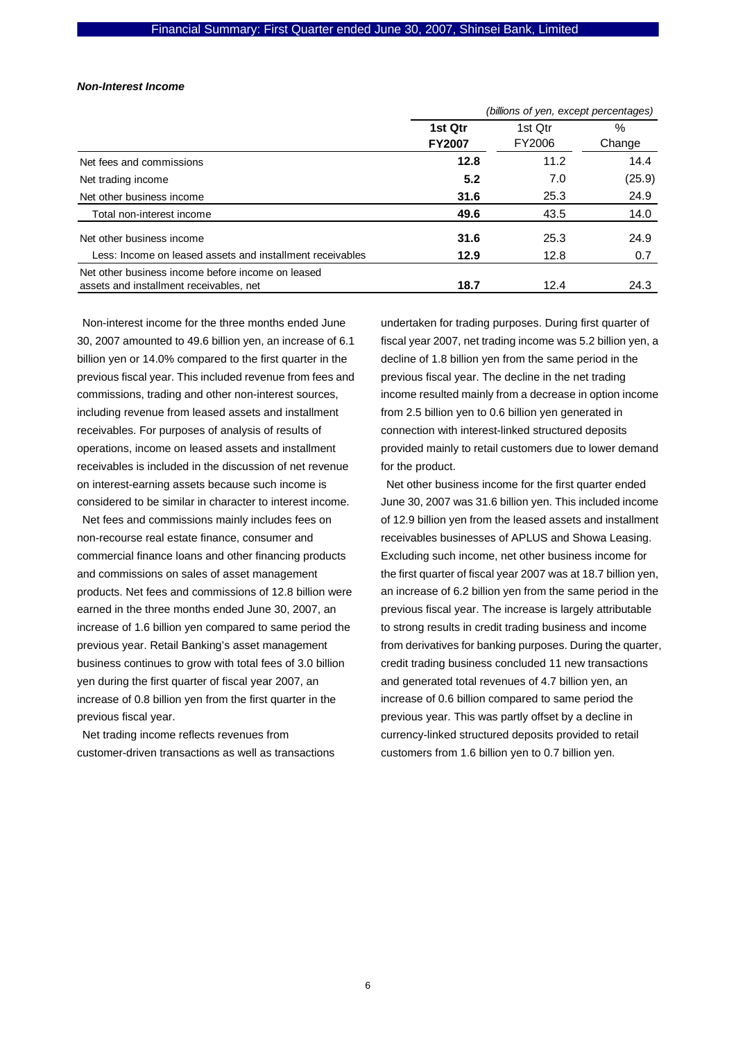***Non-Interest Income***

| | *(billions of yen, except percentages)* | | |
|---|---|---|---|
| | **1st Qtr FY2007** | 1st Qtr FY2006 | % Change |
| Net fees and commissions | **12.8** | 11.2 | 14.4 |
| Net trading income | **5.2** | 7.0 | (25.9) |
| Net other business income | **31.6** | 25.3 | 24.9 |
| Total non-interest income | **49.6** | 43.5 | 14.0 |
| Net other business income | **31.6** | 25.3 | 24.9 |
| Less: Income on leased assets and installment receivables | **12.9** | 12.8 | 0.7 |
| Net other business income before income on leased assets and installment receivables, net | **18.7** | 12.4 | 24.3 |

Non-interest income for the three months ended June 30, 2007 amounted to 49.6 billion yen, an increase of 6.1 billion yen or 14.0% compared to the first quarter in the previous fiscal year. This included revenue from fees and commissions, trading and other non-interest sources, including revenue from leased assets and installment receivables. For purposes of analysis of results of operations, income on leased assets and installment receivables is included in the discussion of net revenue on interest-earning assets because such income is considered to be similar in character to interest income.

Net fees and commissions mainly includes fees on non-recourse real estate finance, consumer and commercial finance loans and other financing products and commissions on sales of asset management products. Net fees and commissions of 12.8 billion were earned in the three months ended June 30, 2007, an increase of 1.6 billion yen compared to same period the previous year. Retail Banking's asset management business continues to grow with total fees of 3.0 billion yen during the first quarter of fiscal year 2007, an increase of 0.8 billion yen from the first quarter in the previous fiscal year.

Net trading income reflects revenues from customer-driven transactions as well as transactions undertaken for trading purposes. During first quarter of fiscal year 2007, net trading income was 5.2 billion yen, a decline of 1.8 billion yen from the same period in the previous fiscal year. The decline in the net trading income resulted mainly from a decrease in option income from 2.5 billion yen to 0.6 billion yen generated in connection with interest-linked structured deposits provided mainly to retail customers due to lower demand for the product.

Net other business income for the first quarter ended June 30, 2007 was 31.6 billion yen. This included income of 12.9 billion yen from the leased assets and installment receivables businesses of APLUS and Showa Leasing. Excluding such income, net other business income for the first quarter of fiscal year 2007 was at 18.7 billion yen, an increase of 6.2 billion yen from the same period in the previous fiscal year. The increase is largely attributable to strong results in credit trading business and income from derivatives for banking purposes. During the quarter, credit trading business concluded 11 new transactions and generated total revenues of 4.7 billion yen, an increase of 0.6 billion compared to same period the previous year. This was partly offset by a decline in currency-linked structured deposits provided to retail customers from 1.6 billion yen to 0.7 billion yen.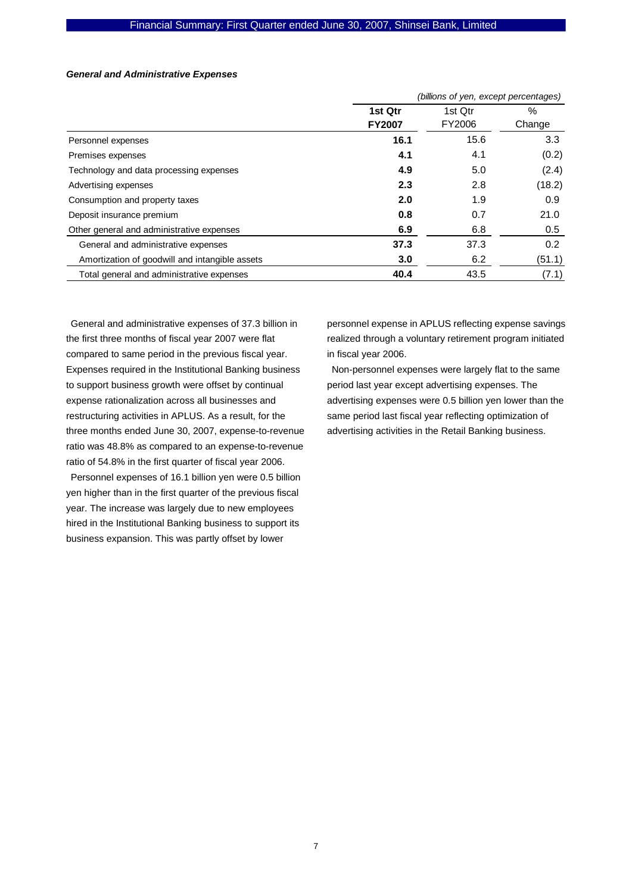***General and Administrative Expenses***

| | *(billions of yen, except percentages)* | | |
|---|---|---|---|
| | **1st Qtr FY2007** | 1st Qtr FY2006 | % Change |
| Personnel expenses | **16.1** | 15.6 | 3.3 |
| Premises expenses | **4.1** | 4.1 | (0.2) |
| Technology and data processing expenses | **4.9** | 5.0 | (2.4) |
| Advertising expenses | **2.3** | 2.8 | (18.2) |
| Consumption and property taxes | **2.0** | 1.9 | 0.9 |
| Deposit insurance premium | **0.8** | 0.7 | 21.0 |
| Other general and administrative expenses | **6.9** | 6.8 | 0.5 |
| General and administrative expenses | **37.3** | 37.3 | 0.2 |
| Amortization of goodwill and intangible assets | **3.0** | 6.2 | (51.1) |
| Total general and administrative expenses | **40.4** | 43.5 | (7.1) |

General and administrative expenses of 37.3 billion in the first three months of fiscal year 2007 were flat compared to same period in the previous fiscal year. Expenses required in the Institutional Banking business to support business growth were offset by continual expense rationalization across all businesses and restructuring activities in APLUS. As a result, for the three months ended June 30, 2007, expense-to-revenue ratio was 48.8% as compared to an expense-to-revenue ratio of 54.8% in the first quarter of fiscal year 2006.

Personnel expenses of 16.1 billion yen were 0.5 billion yen higher than in the first quarter of the previous fiscal year. The increase was largely due to new employees hired in the Institutional Banking business to support its business expansion. This was partly offset by lower personnel expense in APLUS reflecting expense savings realized through a voluntary retirement program initiated in fiscal year 2006.

Non-personnel expenses were largely flat to the same period last year except advertising expenses. The advertising expenses were 0.5 billion yen lower than the same period last fiscal year reflecting optimization of advertising activities in the Retail Banking business.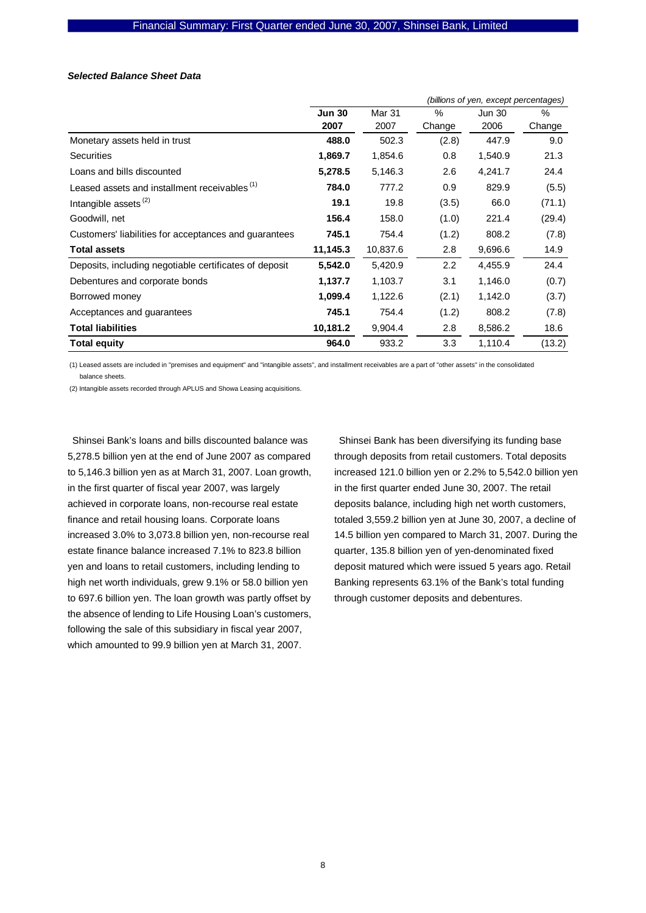***Selected Balance Sheet Data***

*(billions of yen, except percentages)*

| | **Jun 30 2007** | Mar 31 2007 | % Change | Jun 30 2006 | % Change |
|---|---|---|---|---|---|
| Monetary assets held in trust | **488.0** | 502.3 | (2.8) | 447.9 | 9.0 |
| Securities | **1,869.7** | 1,854.6 | 0.8 | 1,540.9 | 21.3 |
| Loans and bills discounted | **5,278.5** | 5,146.3 | 2.6 | 4,241.7 | 24.4 |
| Leased assets and installment receivables [1] | **784.0** | 777.2 | 0.9 | 829.9 | (5.5) |
| Intangible assets [2] | **19.1** | 19.8 | (3.5) | 66.0 | (71.1) |
| Goodwill, net | **156.4** | 158.0 | (1.0) | 221.4 | (29.4) |
| Customers' liabilities for acceptances and guarantees | **745.1** | 754.4 | (1.2) | 808.2 | (7.8) |
| **Total assets** | **11,145.3** | 10,837.6 | 2.8 | 9,696.6 | 14.9 |
| Deposits, including negotiable certificates of deposit | **5,542.0** | 5,420.9 | 2.2 | 4,455.9 | 24.4 |
| Debentures and corporate bonds | **1,137.7** | 1,103.7 | 3.1 | 1,146.0 | (0.7) |
| Borrowed money | **1,099.4** | 1,122.6 | (2.1) | 1,142.0 | (3.7) |
| Acceptances and guarantees | **745.1** | 754.4 | (1.2) | 808.2 | (7.8) |
| **Total liabilities** | **10,181.2** | 9,904.4 | 2.8 | 8,586.2 | 18.6 |
| **Total equity** | **964.0** | 933.2 | 3.3 | 1,110.4 | (13.2) |

(1) Leased assets are included in "premises and equipment" and "intangible assets", and installment receivables are a part of "other assets" in the consolidated balance sheets.

(2) Intangible assets recorded through APLUS and Showa Leasing acquisitions.

Shinsei Bank's loans and bills discounted balance was 5,278.5 billion yen at the end of June 2007 as compared to 5,146.3 billion yen as at March 31, 2007. Loan growth, in the first quarter of fiscal year 2007, was largely achieved in corporate loans, non-recourse real estate finance and retail housing loans. Corporate loans increased 3.0% to 3,073.8 billion yen, non-recourse real estate finance balance increased 7.1% to 823.8 billion yen and loans to retail customers, including lending to high net worth individuals, grew 9.1% or 58.0 billion yen to 697.6 billion yen. The loan growth was partly offset by the absence of lending to Life Housing Loan's customers, following the sale of this subsidiary in fiscal year 2007, which amounted to 99.9 billion yen at March 31, 2007.

Shinsei Bank has been diversifying its funding base through deposits from retail customers. Total deposits increased 121.0 billion yen or 2.2% to 5,542.0 billion yen in the first quarter ended June 30, 2007. The retail deposits balance, including high net worth customers, totaled 3,559.2 billion yen at June 30, 2007, a decline of 14.5 billion yen compared to March 31, 2007. During the quarter, 135.8 billion yen of yen-denominated fixed deposit matured which were issued 5 years ago. Retail Banking represents 63.1% of the Bank's total funding through customer deposits and debentures.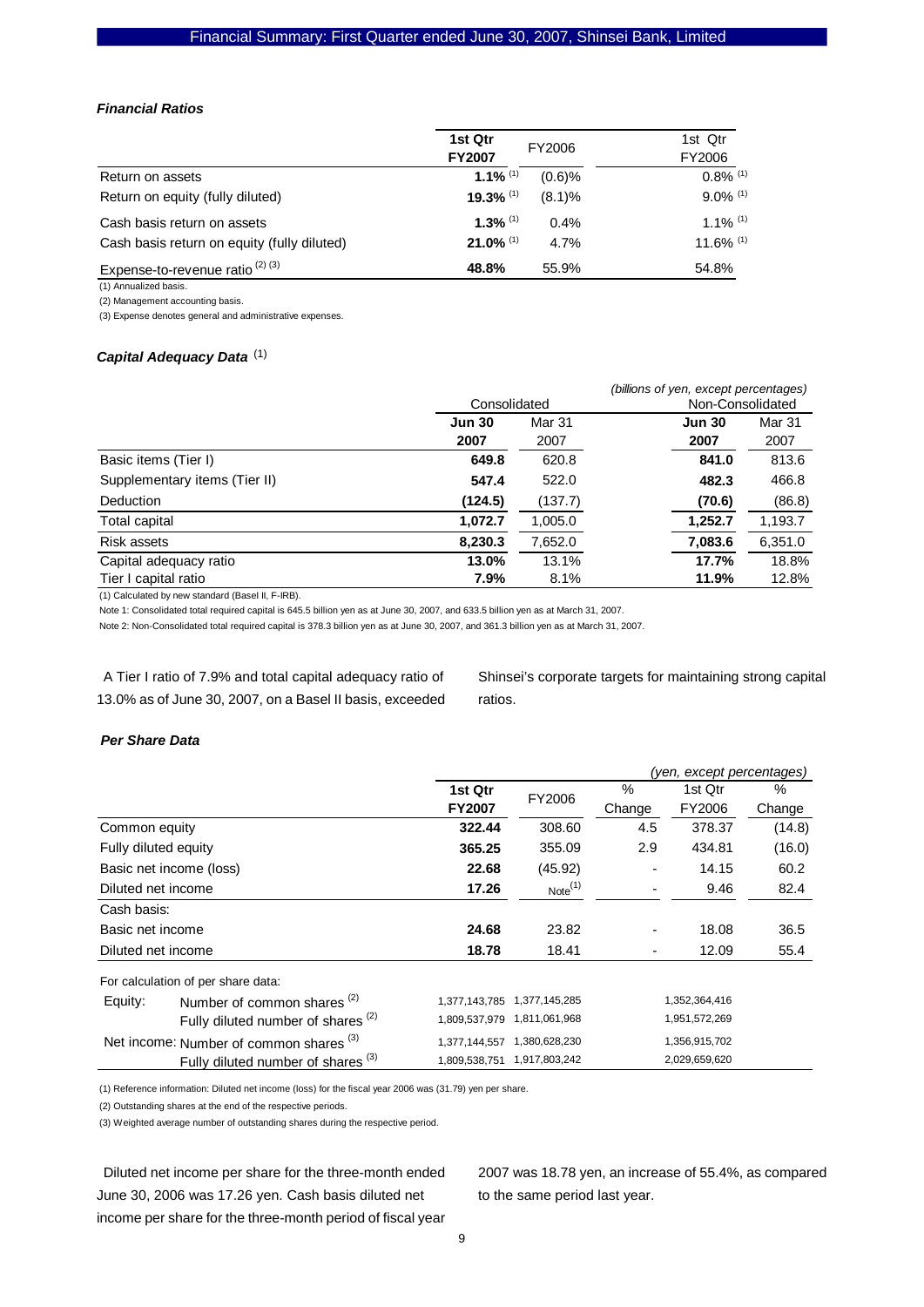### *Financial Ratios*

| | 1st Qtr FY2007 | FY2006 | 1st Qtr FY2006 |
|---|---|---|---|
| Return on assets | **1.1%** [(1)] | (0.6)% | 0.8% [(1)] |
| Return on equity (fully diluted) | **19.3%** [(1)] | (8.1)% | 9.0% [(1)] |
| Cash basis return on assets | **1.3%** [(1)] | 0.4% | 1.1% [(1)] |
| Cash basis return on equity (fully diluted) | **21.0%** [(1)] | 4.7% | 11.6% [(1)] |
| Expense-to-revenue ratio [(2) (3)] | **48.8%** | 55.9% | 54.8% |

(1) Annualized basis.

(2) Management accounting basis.

(3) Expense denotes general and administrative expenses.

### *Capital Adequacy Data* [(1)]

*(billions of yen, except percentages)*

| | Consolidated | | Non-Consolidated | |
|---|---|---|---|---|
| | **Jun 30 2007** | Mar 31 2007 | **Jun 30 2007** | Mar 31 2007 |
| Basic items (Tier I) | **649.8** | 620.8 | **841.0** | 813.6 |
| Supplementary items (Tier II) | **547.4** | 522.0 | **482.3** | 466.8 |
| Deduction | **(124.5)** | (137.7) | **(70.6)** | (86.8) |
| Total capital | **1,072.7** | 1,005.0 | **1,252.7** | 1,193.7 |
| Risk assets | **8,230.3** | 7,652.0 | **7,083.6** | 6,351.0 |
| Capital adequacy ratio | **13.0%** | 13.1% | **17.7%** | 18.8% |
| Tier I capital ratio | **7.9%** | 8.1% | **11.9%** | 12.8% |

(1) Calculated by new standard (Basel II, F-IRB).

Note 1: Consolidated total required capital is 645.5 billion yen as at June 30, 2007, and 633.5 billion yen as at March 31, 2007.

Note 2: Non-Consolidated total required capital is 378.3 billion yen as at June 30, 2007, and 361.3 billion yen as at March 31, 2007.

A Tier I ratio of 7.9% and total capital adequacy ratio of 13.0% as of June 30, 2007, on a Basel II basis, exceeded Shinsei's corporate targets for maintaining strong capital ratios.

### *Per Share Data*

*(yen, except percentages)*

| | | 1st Qtr FY2007 | FY2006 | % Change | 1st Qtr FY2006 | % Change |
|---|---|---|---|---|---|---|
| Common equity | | **322.44** | 308.60 | 4.5 | 378.37 | (14.8) |
| Fully diluted equity | | **365.25** | 355.09 | 2.9 | 434.81 | (16.0) |
| Basic net income (loss) | | **22.68** | (45.92) | - | 14.15 | 60.2 |
| Diluted net income | | **17.26** | Note[(1)] | - | 9.46 | 82.4 |
| Cash basis: | | | | | | |
| Basic net income | | **24.68** | 23.82 | - | 18.08 | 36.5 |
| Diluted net income | | **18.78** | 18.41 | - | 12.09 | 55.4 |
| For calculation of per share data: | | | | | | |
| Equity: | Number of common shares [(2)] | 1,377,143,785 | 1,377,145,285 | | 1,352,364,416 | |
| | Fully diluted number of shares [(2)] | 1,809,537,979 | 1,811,061,968 | | 1,951,572,269 | |
| Net income: | Number of common shares [(3)] | 1,377,144,557 | 1,380,628,230 | | 1,356,915,702 | |
| | Fully diluted number of shares [(3)] | 1,809,538,751 | 1,917,803,242 | | 2,029,659,620 | |

(1) Reference information: Diluted net income (loss) for the fiscal year 2006 was (31.79) yen per share.

(2) Outstanding shares at the end of the respective periods.

(3) Weighted average number of outstanding shares during the respective period.

Diluted net income per share for the three-month ended June 30, 2006 was 17.26 yen. Cash basis diluted net income per share for the three-month period of fiscal year 2007 was 18.78 yen, an increase of 55.4%, as compared to the same period last year.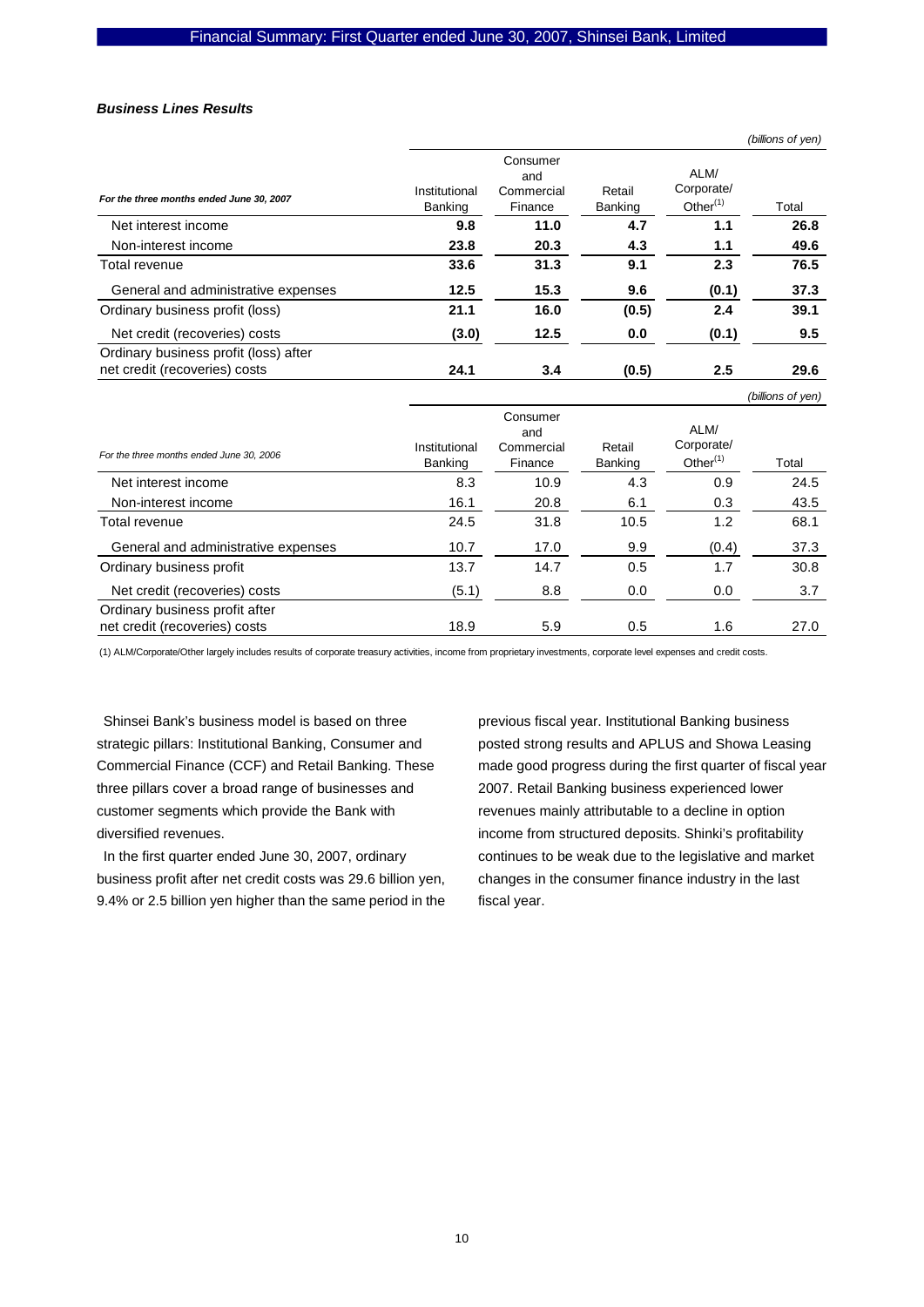### *Business Lines Results*

*(billions of yen)*

| *For the three months ended June 30, 2007* | Institutional Banking | Consumer and Commercial Finance | Retail Banking | ALM/ Corporate/ Other[(1)] | Total |
|---|---|---|---|---|---|
| Net interest income | **9.8** | **11.0** | **4.7** | **1.1** | **26.8** |
| Non-interest income | **23.8** | **20.3** | **4.3** | **1.1** | **49.6** |
| Total revenue | **33.6** | **31.3** | **9.1** | **2.3** | **76.5** |
| General and administrative expenses | **12.5** | **15.3** | **9.6** | **(0.1)** | **37.3** |
| Ordinary business profit (loss) | **21.1** | **16.0** | **(0.5)** | **2.4** | **39.1** |
| Net credit (recoveries) costs | **(3.0)** | **12.5** | **0.0** | **(0.1)** | **9.5** |
| Ordinary business profit (loss) after net credit (recoveries) costs | **24.1** | **3.4** | **(0.5)** | **2.5** | **29.6** |

*(billions of yen)*

| *For the three months ended June 30, 2006* | Institutional Banking | Consumer and Commercial Finance | Retail Banking | ALM/ Corporate/ Other[(1)] | Total |
|---|---|---|---|---|---|
| Net interest income | 8.3 | 10.9 | 4.3 | 0.9 | 24.5 |
| Non-interest income | 16.1 | 20.8 | 6.1 | 0.3 | 43.5 |
| Total revenue | 24.5 | 31.8 | 10.5 | 1.2 | 68.1 |
| General and administrative expenses | 10.7 | 17.0 | 9.9 | (0.4) | 37.3 |
| Ordinary business profit | 13.7 | 14.7 | 0.5 | 1.7 | 30.8 |
| Net credit (recoveries) costs | (5.1) | 8.8 | 0.0 | 0.0 | 3.7 |
| Ordinary business profit after net credit (recoveries) costs | 18.9 | 5.9 | 0.5 | 1.6 | 27.0 |

(1) ALM/Corporate/Other largely includes results of corporate treasury activities, income from proprietary investments, corporate level expenses and credit costs.

Shinsei Bank's business model is based on three strategic pillars: Institutional Banking, Consumer and Commercial Finance (CCF) and Retail Banking. These three pillars cover a broad range of businesses and customer segments which provide the Bank with diversified revenues.

In the first quarter ended June 30, 2007, ordinary business profit after net credit costs was 29.6 billion yen, 9.4% or 2.5 billion yen higher than the same period in the previous fiscal year. Institutional Banking business posted strong results and APLUS and Showa Leasing made good progress during the first quarter of fiscal year 2007. Retail Banking business experienced lower revenues mainly attributable to a decline in option income from structured deposits. Shinki's profitability continues to be weak due to the legislative and market changes in the consumer finance industry in the last fiscal year.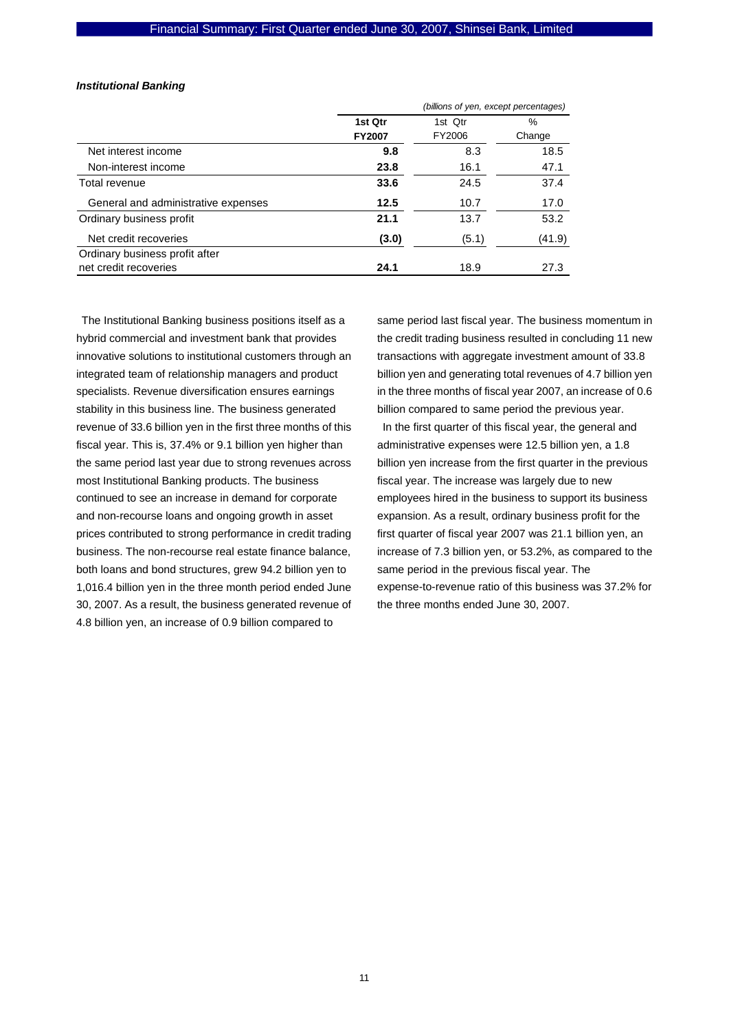***Institutional Banking***

| | *(billions of yen, except percentages)* | | |
|---|---|---|---|
| | **1st Qtr FY2007** | 1st Qtr FY2006 | % Change |
| Net interest income | **9.8** | 8.3 | 18.5 |
| Non-interest income | **23.8** | 16.1 | 47.1 |
| Total revenue | **33.6** | 24.5 | 37.4 |
| General and administrative expenses | **12.5** | 10.7 | 17.0 |
| Ordinary business profit | **21.1** | 13.7 | 53.2 |
| Net credit recoveries | **(3.0)** | (5.1) | (41.9) |
| Ordinary business profit after net credit recoveries | **24.1** | 18.9 | 27.3 |

The Institutional Banking business positions itself as a hybrid commercial and investment bank that provides innovative solutions to institutional customers through an integrated team of relationship managers and product specialists. Revenue diversification ensures earnings stability in this business line. The business generated revenue of 33.6 billion yen in the first three months of this fiscal year. This is, 37.4% or 9.1 billion yen higher than the same period last year due to strong revenues across most Institutional Banking products. The business continued to see an increase in demand for corporate and non-recourse loans and ongoing growth in asset prices contributed to strong performance in credit trading business. The non-recourse real estate finance balance, both loans and bond structures, grew 94.2 billion yen to 1,016.4 billion yen in the three month period ended June 30, 2007. As a result, the business generated revenue of 4.8 billion yen, an increase of 0.9 billion compared to same period last fiscal year. The business momentum in the credit trading business resulted in concluding 11 new transactions with aggregate investment amount of 33.8 billion yen and generating total revenues of 4.7 billion yen in the three months of fiscal year 2007, an increase of 0.6 billion compared to same period the previous year.

In the first quarter of this fiscal year, the general and administrative expenses were 12.5 billion yen, a 1.8 billion yen increase from the first quarter in the previous fiscal year. The increase was largely due to new employees hired in the business to support its business expansion. As a result, ordinary business profit for the first quarter of fiscal year 2007 was 21.1 billion yen, an increase of 7.3 billion yen, or 53.2%, as compared to the same period in the previous fiscal year. The expense-to-revenue ratio of this business was 37.2% for the three months ended June 30, 2007.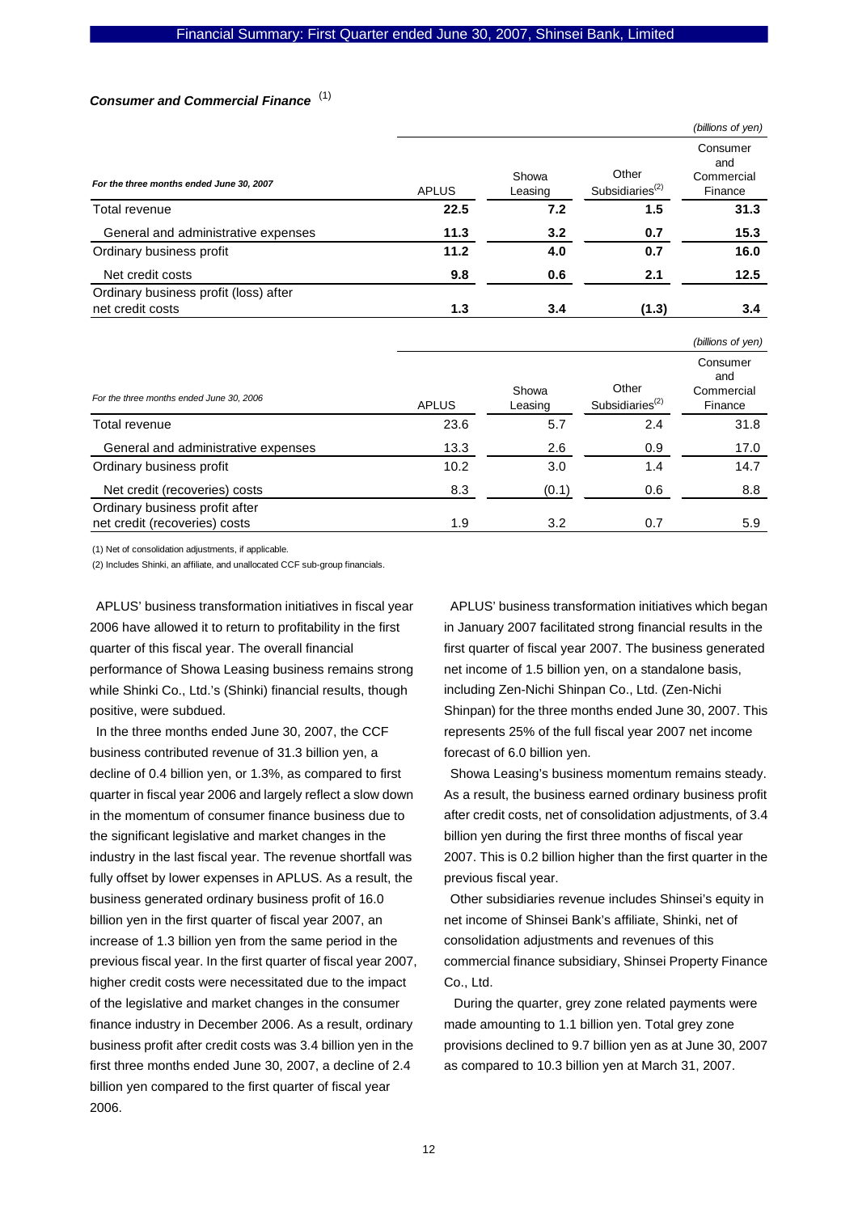### *Consumer and Commercial Finance* [(1)]

*(billions of yen)*

| *For the three months ended June 30, 2007* | APLUS | Showa Leasing | Other Subsidiaries[(2)] | Consumer and Commercial Finance |
|---|---|---|---|---|
| Total revenue | **22.5** | **7.2** | **1.5** | **31.3** |
| General and administrative expenses | **11.3** | **3.2** | **0.7** | **15.3** |
| Ordinary business profit | **11.2** | **4.0** | **0.7** | **16.0** |
| Net credit costs | **9.8** | **0.6** | **2.1** | **12.5** |
| Ordinary business profit (loss) after net credit costs | **1.3** | **3.4** | **(1.3)** | **3.4** |

*(billions of yen)*

| For the three months ended June 30, 2006 | APLUS | Showa Leasing | Other Subsidiaries[(2)] | Consumer and Commercial Finance |
|---|---|---|---|---|
| Total revenue | 23.6 | 5.7 | 2.4 | 31.8 |
| General and administrative expenses | 13.3 | 2.6 | 0.9 | 17.0 |
| Ordinary business profit | 10.2 | 3.0 | 1.4 | 14.7 |
| Net credit (recoveries) costs | 8.3 | (0.1) | 0.6 | 8.8 |
| Ordinary business profit after net credit (recoveries) costs | 1.9 | 3.2 | 0.7 | 5.9 |

(1) Net of consolidation adjustments, if applicable.

(2) Includes Shinki, an affiliate, and unallocated CCF sub-group financials.

APLUS' business transformation initiatives in fiscal year 2006 have allowed it to return to profitability in the first quarter of this fiscal year. The overall financial performance of Showa Leasing business remains strong while Shinki Co., Ltd.'s (Shinki) financial results, though positive, were subdued.

In the three months ended June 30, 2007, the CCF business contributed revenue of 31.3 billion yen, a decline of 0.4 billion yen, or 1.3%, as compared to first quarter in fiscal year 2006 and largely reflect a slow down in the momentum of consumer finance business due to the significant legislative and market changes in the industry in the last fiscal year. The revenue shortfall was fully offset by lower expenses in APLUS. As a result, the business generated ordinary business profit of 16.0 billion yen in the first quarter of fiscal year 2007, an increase of 1.3 billion yen from the same period in the previous fiscal year. In the first quarter of fiscal year 2007, higher credit costs were necessitated due to the impact of the legislative and market changes in the consumer finance industry in December 2006. As a result, ordinary business profit after credit costs was 3.4 billion yen in the first three months ended June 30, 2007, a decline of 2.4 billion yen compared to the first quarter of fiscal year 2006.

APLUS' business transformation initiatives which began in January 2007 facilitated strong financial results in the first quarter of fiscal year 2007. The business generated net income of 1.5 billion yen, on a standalone basis, including Zen-Nichi Shinpan Co., Ltd. (Zen-Nichi Shinpan) for the three months ended June 30, 2007. This represents 25% of the full fiscal year 2007 net income forecast of 6.0 billion yen.

Showa Leasing's business momentum remains steady. As a result, the business earned ordinary business profit after credit costs, net of consolidation adjustments, of 3.4 billion yen during the first three months of fiscal year 2007. This is 0.2 billion higher than the first quarter in the previous fiscal year.

Other subsidiaries revenue includes Shinsei's equity in net income of Shinsei Bank's affiliate, Shinki, net of consolidation adjustments and revenues of this commercial finance subsidiary, Shinsei Property Finance Co., Ltd.

During the quarter, grey zone related payments were made amounting to 1.1 billion yen. Total grey zone provisions declined to 9.7 billion yen as at June 30, 2007 as compared to 10.3 billion yen at March 31, 2007.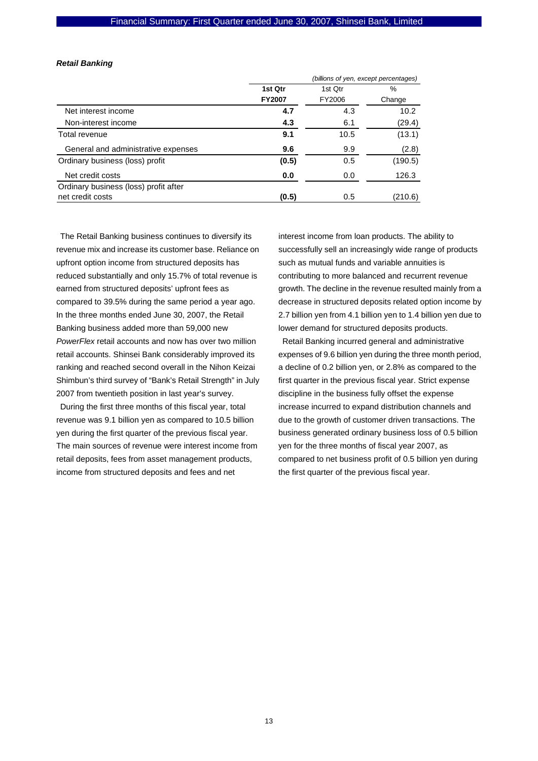***Retail Banking***

*(billions of yen, except percentages)*

| | 1st Qtr FY2007 | 1st Qtr FY2006 | % Change |
|---|---|---|---|
| Net interest income | **4.7** | 4.3 | 10.2 |
| Non-interest income | **4.3** | 6.1 | (29.4) |
| Total revenue | **9.1** | 10.5 | (13.1) |
| General and administrative expenses | **9.6** | 9.9 | (2.8) |
| Ordinary business (loss) profit | **(0.5)** | 0.5 | (190.5) |
| Net credit costs | **0.0** | 0.0 | 126.3 |
| Ordinary business (loss) profit after net credit costs | **(0.5)** | 0.5 | (210.6) |

The Retail Banking business continues to diversify its revenue mix and increase its customer base. Reliance on upfront option income from structured deposits has reduced substantially and only 15.7% of total revenue is earned from structured deposits' upfront fees as compared to 39.5% during the same period a year ago. In the three months ended June 30, 2007, the Retail Banking business added more than 59,000 new *PowerFlex* retail accounts and now has over two million retail accounts. Shinsei Bank considerably improved its ranking and reached second overall in the Nihon Keizai Shimbun's third survey of "Bank's Retail Strength" in July 2007 from twentieth position in last year's survey.

During the first three months of this fiscal year, total revenue was 9.1 billion yen as compared to 10.5 billion yen during the first quarter of the previous fiscal year. The main sources of revenue were interest income from retail deposits, fees from asset management products, income from structured deposits and fees and net interest income from loan products. The ability to successfully sell an increasingly wide range of products such as mutual funds and variable annuities is contributing to more balanced and recurrent revenue growth. The decline in the revenue resulted mainly from a decrease in structured deposits related option income by 2.7 billion yen from 4.1 billion yen to 1.4 billion yen due to lower demand for structured deposits products.

Retail Banking incurred general and administrative expenses of 9.6 billion yen during the three month period, a decline of 0.2 billion yen, or 2.8% as compared to the first quarter in the previous fiscal year. Strict expense discipline in the business fully offset the expense increase incurred to expand distribution channels and due to the growth of customer driven transactions. The business generated ordinary business loss of 0.5 billion yen for the three months of fiscal year 2007, as compared to net business profit of 0.5 billion yen during the first quarter of the previous fiscal year.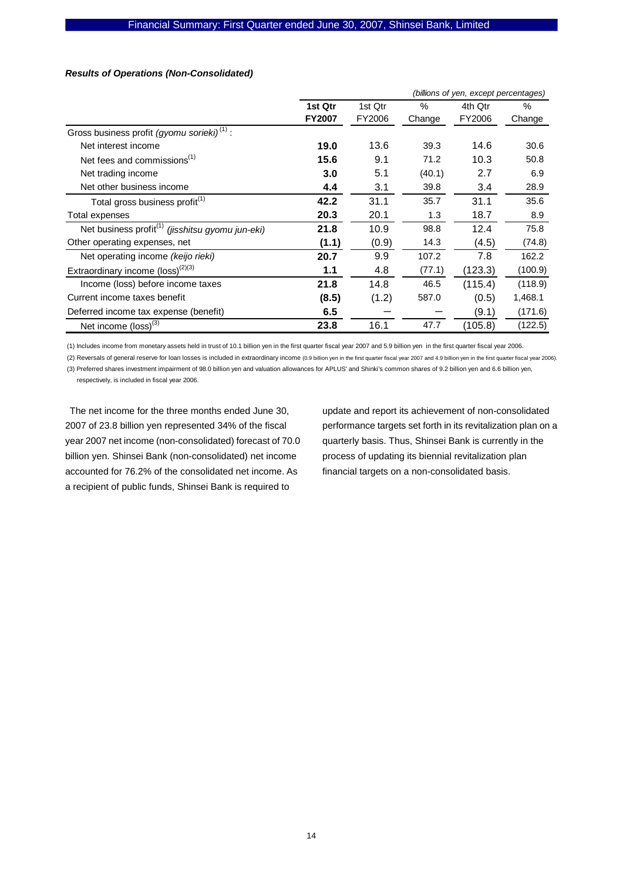***Results of Operations (Non-Consolidated)***

*(billions of yen, except percentages)*

| | **1st Qtr FY2007** | 1st Qtr FY2006 | % Change | 4th Qtr FY2006 | % Change |
|---|---|---|---|---|---|
| Gross business profit *(gyomu soorieki)* [1] : | | | | | |
| Net interest income | **19.0** | 13.6 | 39.3 | 14.6 | 30.6 |
| Net fees and commissions[1] | **15.6** | 9.1 | 71.2 | 10.3 | 50.8 |
| Net trading income | **3.0** | 5.1 | (40.1) | 2.7 | 6.9 |
| Net other business income | **4.4** | 3.1 | 39.8 | 3.4 | 28.9 |
| Total gross business profit[1] | **42.2** | 31.1 | 35.7 | 31.1 | 35.6 |
| Total expenses | **20.3** | 20.1 | 1.3 | 18.7 | 8.9 |
| Net business profit[1] *(jisshitsu gyomu jun-eki)* | **21.8** | 10.9 | 98.8 | 12.4 | 75.8 |
| Other operating expenses, net | **(1.1)** | (0.9) | 14.3 | (4.5) | (74.8) |
| Net operating income *(keijo rieki)* | **20.7** | 9.9 | 107.2 | 7.8 | 162.2 |
| Extraordinary income (loss)[2][3] | **1.1** | 4.8 | (77.1) | (123.3) | (100.9) |
| Income (loss) before income taxes | **21.8** | 14.8 | 46.5 | (115.4) | (118.9) |
| Current income taxes benefit | **(8.5)** | (1.2) | 587.0 | (0.5) | 1,468.1 |
| Deferred income tax expense (benefit) | **6.5** | — | — | (9.1) | (171.6) |
| Net income (loss)[3] | **23.8** | 16.1 | 47.7 | (105.8) | (122.5) |

(1) Includes income from monetary assets held in trust of 10.1 billion yen in the first quarter fiscal year 2007 and 5.9 billion yen in the first quarter fiscal year 2006.

(2) Reversals of general reserve for loan losses is included in extraordinary income (0.9 billion yen in the first quarter fiscal year 2007 and 4.9 billion yen in the first quarter fiscal year 2006).

(3) Preferred shares investment impairment of 98.0 billion yen and valuation allowances for APLUS' and Shinki's common shares of 9.2 billion yen and 6.6 billion yen, respectively, is included in fiscal year 2006.

The net income for the three months ended June 30, 2007 of 23.8 billion yen represented 34% of the fiscal year 2007 net income (non-consolidated) forecast of 70.0 billion yen. Shinsei Bank (non-consolidated) net income accounted for 76.2% of the consolidated net income. As a recipient of public funds, Shinsei Bank is required to update and report its achievement of non-consolidated performance targets set forth in its revitalization plan on a quarterly basis. Thus, Shinsei Bank is currently in the process of updating its biennial revitalization plan financial targets on a non-consolidated basis.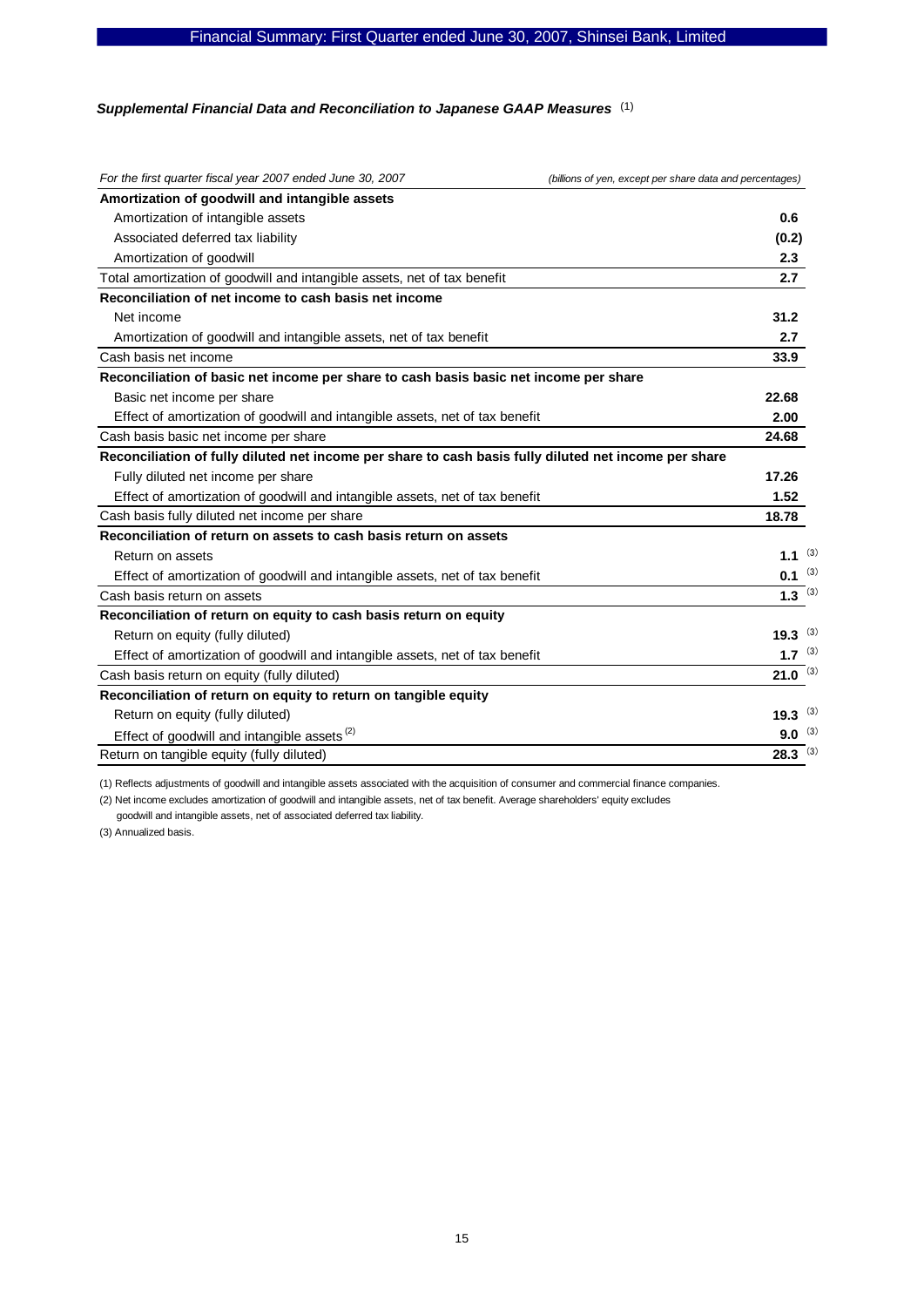### *Supplemental Financial Data and Reconciliation to Japanese GAAP Measures* [(1)]

| *For the first quarter fiscal year 2007 ended June 30, 2007* | *(billions of yen, except per share data and percentages)* |
|---|---|
| **Amortization of goodwill and intangible assets** | |
| Amortization of intangible assets | **0.6** |
| Associated deferred tax liability | **(0.2)** |
| Amortization of goodwill | **2.3** |
| Total amortization of goodwill and intangible assets, net of tax benefit | **2.7** |
| **Reconciliation of net income to cash basis net income** | |
| Net income | **31.2** |
| Amortization of goodwill and intangible assets, net of tax benefit | **2.7** |
| Cash basis net income | **33.9** |
| **Reconciliation of basic net income per share to cash basis basic net income per share** | |
| Basic net income per share | **22.68** |
| Effect of amortization of goodwill and intangible assets, net of tax benefit | **2.00** |
| Cash basis basic net income per share | **24.68** |
| **Reconciliation of fully diluted net income per share to cash basis fully diluted net income per share** | |
| Fully diluted net income per share | **17.26** |
| Effect of amortization of goodwill and intangible assets, net of tax benefit | **1.52** |
| Cash basis fully diluted net income per share | **18.78** |
| **Reconciliation of return on assets to cash basis return on assets** | |
| Return on assets | **1.1** [(3)] |
| Effect of amortization of goodwill and intangible assets, net of tax benefit | **0.1** [(3)] |
| Cash basis return on assets | **1.3** [(3)] |
| **Reconciliation of return on equity to cash basis return on equity** | |
| Return on equity (fully diluted) | **19.3** [(3)] |
| Effect of amortization of goodwill and intangible assets, net of tax benefit | **1.7** [(3)] |
| Cash basis return on equity (fully diluted) | **21.0** [(3)] |
| **Reconciliation of return on equity to return on tangible equity** | |
| Return on equity (fully diluted) | **19.3** [(3)] |
| Effect of goodwill and intangible assets [(2)] | **9.0** [(3)] |
| Return on tangible equity (fully diluted) | **28.3** [(3)] |

(1) Reflects adjustments of goodwill and intangible assets associated with the acquisition of consumer and commercial finance companies.

(2) Net income excludes amortization of goodwill and intangible assets, net of tax benefit. Average shareholders' equity excludes goodwill and intangible assets, net of associated deferred tax liability.

(3) Annualized basis.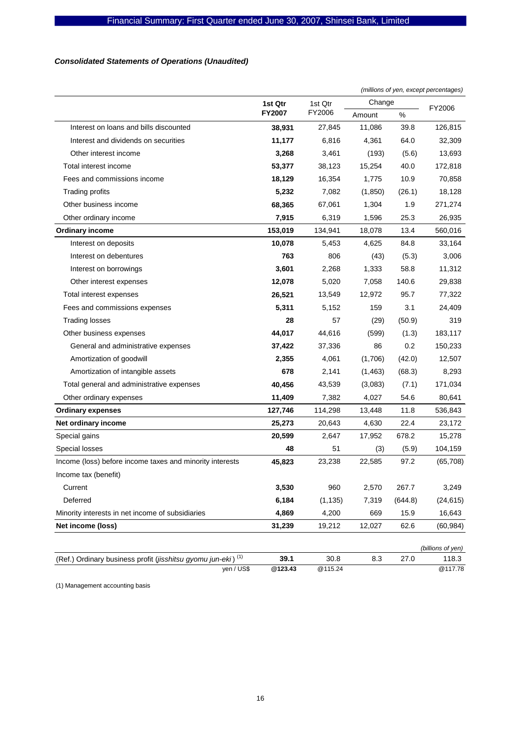***Consolidated Statements of Operations (Unaudited)***

*(millions of yen, except percentages)*

| | 1st Qtr FY2007 | 1st Qtr FY2006 | Change Amount | Change % | FY2006 |
|---|---|---|---|---|---|
| Interest on loans and bills discounted | **38,931** | 27,845 | 11,086 | 39.8 | 126,815 |
| Interest and dividends on securities | **11,177** | 6,816 | 4,361 | 64.0 | 32,309 |
| Other interest income | **3,268** | 3,461 | (193) | (5.6) | 13,693 |
| Total interest income | **53,377** | 38,123 | 15,254 | 40.0 | 172,818 |
| Fees and commissions income | **18,129** | 16,354 | 1,775 | 10.9 | 70,858 |
| Trading profits | **5,232** | 7,082 | (1,850) | (26.1) | 18,128 |
| Other business income | **68,365** | 67,061 | 1,304 | 1.9 | 271,274 |
| Other ordinary income | **7,915** | 6,319 | 1,596 | 25.3 | 26,935 |
| **Ordinary income** | **153,019** | 134,941 | 18,078 | 13.4 | 560,016 |
| Interest on deposits | **10,078** | 5,453 | 4,625 | 84.8 | 33,164 |
| Interest on debentures | **763** | 806 | (43) | (5.3) | 3,006 |
| Interest on borrowings | **3,601** | 2,268 | 1,333 | 58.8 | 11,312 |
| Other interest expenses | **12,078** | 5,020 | 7,058 | 140.6 | 29,838 |
| Total interest expenses | **26,521** | 13,549 | 12,972 | 95.7 | 77,322 |
| Fees and commissions expenses | **5,311** | 5,152 | 159 | 3.1 | 24,409 |
| Trading losses | **28** | 57 | (29) | (50.9) | 319 |
| Other business expenses | **44,017** | 44,616 | (599) | (1.3) | 183,117 |
| General and administrative expenses | **37,422** | 37,336 | 86 | 0.2 | 150,233 |
| Amortization of goodwill | **2,355** | 4,061 | (1,706) | (42.0) | 12,507 |
| Amortization of intangible assets | **678** | 2,141 | (1,463) | (68.3) | 8,293 |
| Total general and administrative expenses | **40,456** | 43,539 | (3,083) | (7.1) | 171,034 |
| Other ordinary expenses | **11,409** | 7,382 | 4,027 | 54.6 | 80,641 |
| **Ordinary expenses** | **127,746** | 114,298 | 13,448 | 11.8 | 536,843 |
| **Net ordinary income** | **25,273** | 20,643 | 4,630 | 22.4 | 23,172 |
| Special gains | **20,599** | 2,647 | 17,952 | 678.2 | 15,278 |
| Special losses | **48** | 51 | (3) | (5.9) | 104,159 |
| Income (loss) before income taxes and minority interests | **45,823** | 23,238 | 22,585 | 97.2 | (65,708) |
| Income tax (benefit) | | | | | |
| Current | **3,530** | 960 | 2,570 | 267.7 | 3,249 |
| Deferred | **6,184** | (1,135) | 7,319 | (644.8) | (24,615) |
| Minority interests in net income of subsidiaries | **4,869** | 4,200 | 669 | 15.9 | 16,643 |
| **Net income (loss)** | **31,239** | 19,212 | 12,027 | 62.6 | (60,984) |

*(billions of yen)*

| | | | | | |
|---|---|---|---|---|---|
| (Ref.) Ordinary business profit (*jisshitsu gyomu jun-eki*) [1] | **39.1** | 30.8 | 8.3 | 27.0 | 118.3 |
| yen / US$ | **@123.43** | @115.24 | | | @117.78 |

(1) Management accounting basis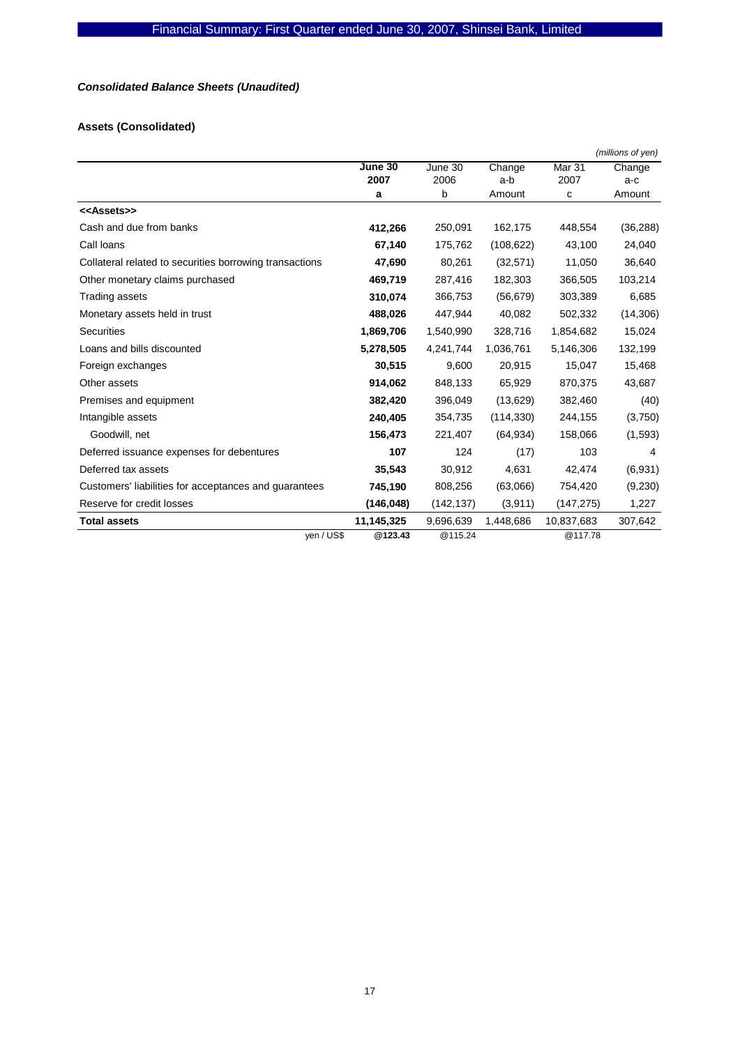*Consolidated Balance Sheets (Unaudited)*

**Assets (Consolidated)**

*(millions of yen)*

| | **June 30 2007** | June 30 2006 | Change a-b | Mar 31 2007 | Change a-c |
|---|---|---|---|---|---|
| | **a** | b | Amount | c | Amount |
| **<<Assets>>** | | | | | |
| Cash and due from banks | **412,266** | 250,091 | 162,175 | 448,554 | (36,288) |
| Call loans | **67,140** | 175,762 | (108,622) | 43,100 | 24,040 |
| Collateral related to securities borrowing transactions | **47,690** | 80,261 | (32,571) | 11,050 | 36,640 |
| Other monetary claims purchased | **469,719** | 287,416 | 182,303 | 366,505 | 103,214 |
| Trading assets | **310,074** | 366,753 | (56,679) | 303,389 | 6,685 |
| Monetary assets held in trust | **488,026** | 447,944 | 40,082 | 502,332 | (14,306) |
| Securities | **1,869,706** | 1,540,990 | 328,716 | 1,854,682 | 15,024 |
| Loans and bills discounted | **5,278,505** | 4,241,744 | 1,036,761 | 5,146,306 | 132,199 |
| Foreign exchanges | **30,515** | 9,600 | 20,915 | 15,047 | 15,468 |
| Other assets | **914,062** | 848,133 | 65,929 | 870,375 | 43,687 |
| Premises and equipment | **382,420** | 396,049 | (13,629) | 382,460 | (40) |
| Intangible assets | **240,405** | 354,735 | (114,330) | 244,155 | (3,750) |
| Goodwill, net | **156,473** | 221,407 | (64,934) | 158,066 | (1,593) |
| Deferred issuance expenses for debentures | **107** | 124 | (17) | 103 | 4 |
| Deferred tax assets | **35,543** | 30,912 | 4,631 | 42,474 | (6,931) |
| Customers' liabilities for acceptances and guarantees | **745,190** | 808,256 | (63,066) | 754,420 | (9,230) |
| Reserve for credit losses | **(146,048)** | (142,137) | (3,911) | (147,275) | 1,227 |
| **Total assets** | **11,145,325** | 9,696,639 | 1,448,686 | 10,837,683 | 307,642 |
| yen / US$ | **@123.43** | @115.24 | | @117.78 | |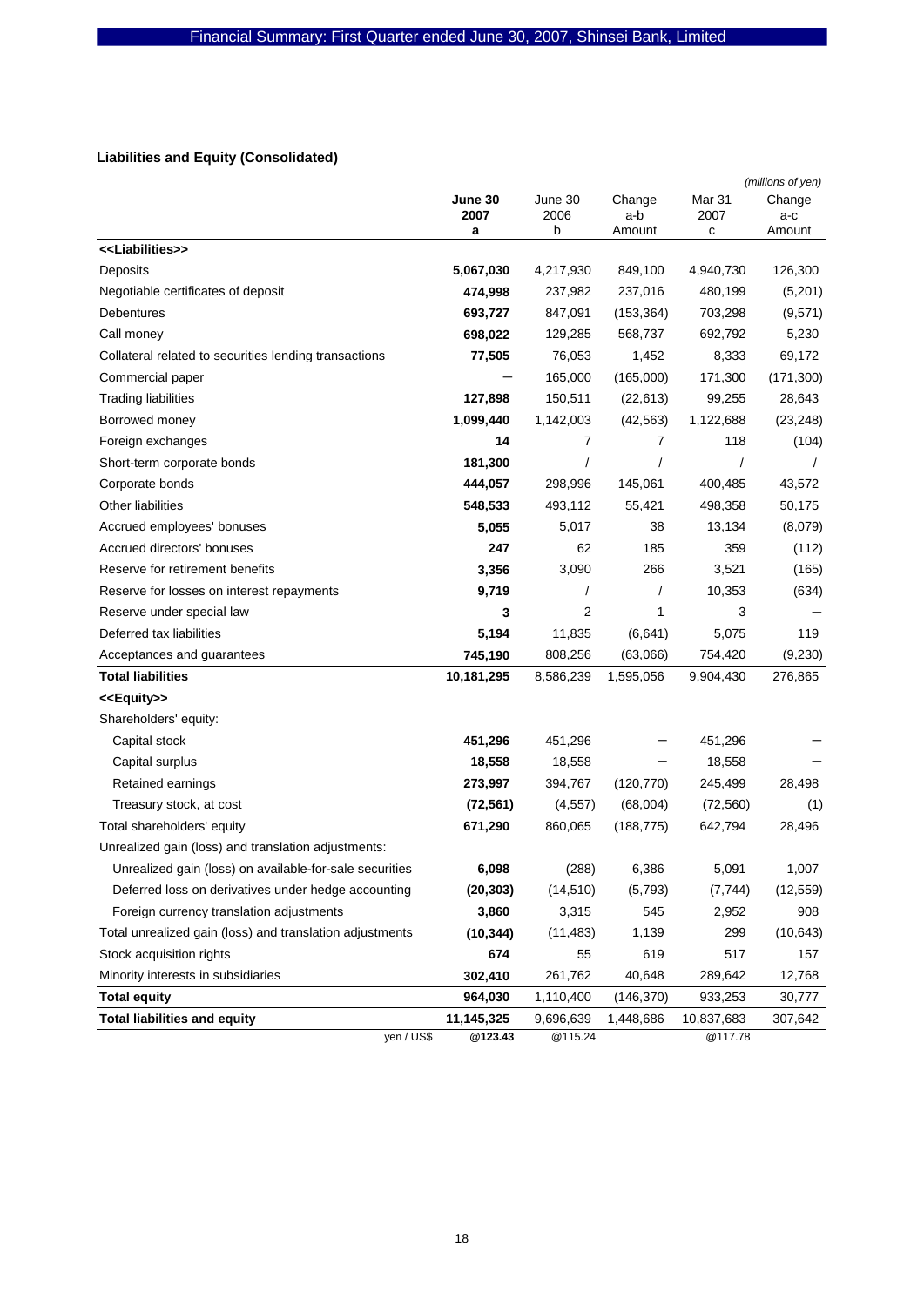### Liabilities and Equity (Consolidated)

*(millions of yen)*

| | June 30 2007 a | June 30 2006 b | Change a-b Amount | Mar 31 2007 c | Change a-c Amount |
|---|---|---|---|---|---|
| **<<Liabilities>>** | | | | | |
| Deposits | **5,067,030** | 4,217,930 | 849,100 | 4,940,730 | 126,300 |
| Negotiable certificates of deposit | **474,998** | 237,982 | 237,016 | 480,199 | (5,201) |
| Debentures | **693,727** | 847,091 | (153,364) | 703,298 | (9,571) |
| Call money | **698,022** | 129,285 | 568,737 | 692,792 | 5,230 |
| Collateral related to securities lending transactions | **77,505** | 76,053 | 1,452 | 8,333 | 69,172 |
| Commercial paper | **—** | 165,000 | (165,000) | 171,300 | (171,300) |
| Trading liabilities | **127,898** | 150,511 | (22,613) | 99,255 | 28,643 |
| Borrowed money | **1,099,440** | 1,142,003 | (42,563) | 1,122,688 | (23,248) |
| Foreign exchanges | **14** | 7 | 7 | 118 | (104) |
| Short-term corporate bonds | **181,300** | / | / | / | / |
| Corporate bonds | **444,057** | 298,996 | 145,061 | 400,485 | 43,572 |
| Other liabilities | **548,533** | 493,112 | 55,421 | 498,358 | 50,175 |
| Accrued employees' bonuses | **5,055** | 5,017 | 38 | 13,134 | (8,079) |
| Accrued directors' bonuses | **247** | 62 | 185 | 359 | (112) |
| Reserve for retirement benefits | **3,356** | 3,090 | 266 | 3,521 | (165) |
| Reserve for losses on interest repayments | **9,719** | / | / | 10,353 | (634) |
| Reserve under special law | **3** | 2 | 1 | 3 | — |
| Deferred tax liabilities | **5,194** | 11,835 | (6,641) | 5,075 | 119 |
| Acceptances and guarantees | **745,190** | 808,256 | (63,066) | 754,420 | (9,230) |
| **Total liabilities** | **10,181,295** | 8,586,239 | 1,595,056 | 9,904,430 | 276,865 |
| **<<Equity>>** | | | | | |
| Shareholders' equity: | | | | | |
| Capital stock | **451,296** | 451,296 | — | 451,296 | — |
| Capital surplus | **18,558** | 18,558 | — | 18,558 | — |
| Retained earnings | **273,997** | 394,767 | (120,770) | 245,499 | 28,498 |
| Treasury stock, at cost | **(72,561)** | (4,557) | (68,004) | (72,560) | (1) |
| Total shareholders' equity | **671,290** | 860,065 | (188,775) | 642,794 | 28,496 |
| Unrealized gain (loss) and translation adjustments: | | | | | |
| Unrealized gain (loss) on available-for-sale securities | **6,098** | (288) | 6,386 | 5,091 | 1,007 |
| Deferred loss on derivatives under hedge accounting | **(20,303)** | (14,510) | (5,793) | (7,744) | (12,559) |
| Foreign currency translation adjustments | **3,860** | 3,315 | 545 | 2,952 | 908 |
| Total unrealized gain (loss) and translation adjustments | **(10,344)** | (11,483) | 1,139 | 299 | (10,643) |
| Stock acquisition rights | **674** | 55 | 619 | 517 | 157 |
| Minority interests in subsidiaries | **302,410** | 261,762 | 40,648 | 289,642 | 12,768 |
| **Total equity** | **964,030** | 1,110,400 | (146,370) | 933,253 | 30,777 |
| **Total liabilities and equity** | **11,145,325** | 9,696,639 | 1,448,686 | 10,837,683 | 307,642 |
| yen / US$ | **@123.43** | @115.24 | | @117.78 | |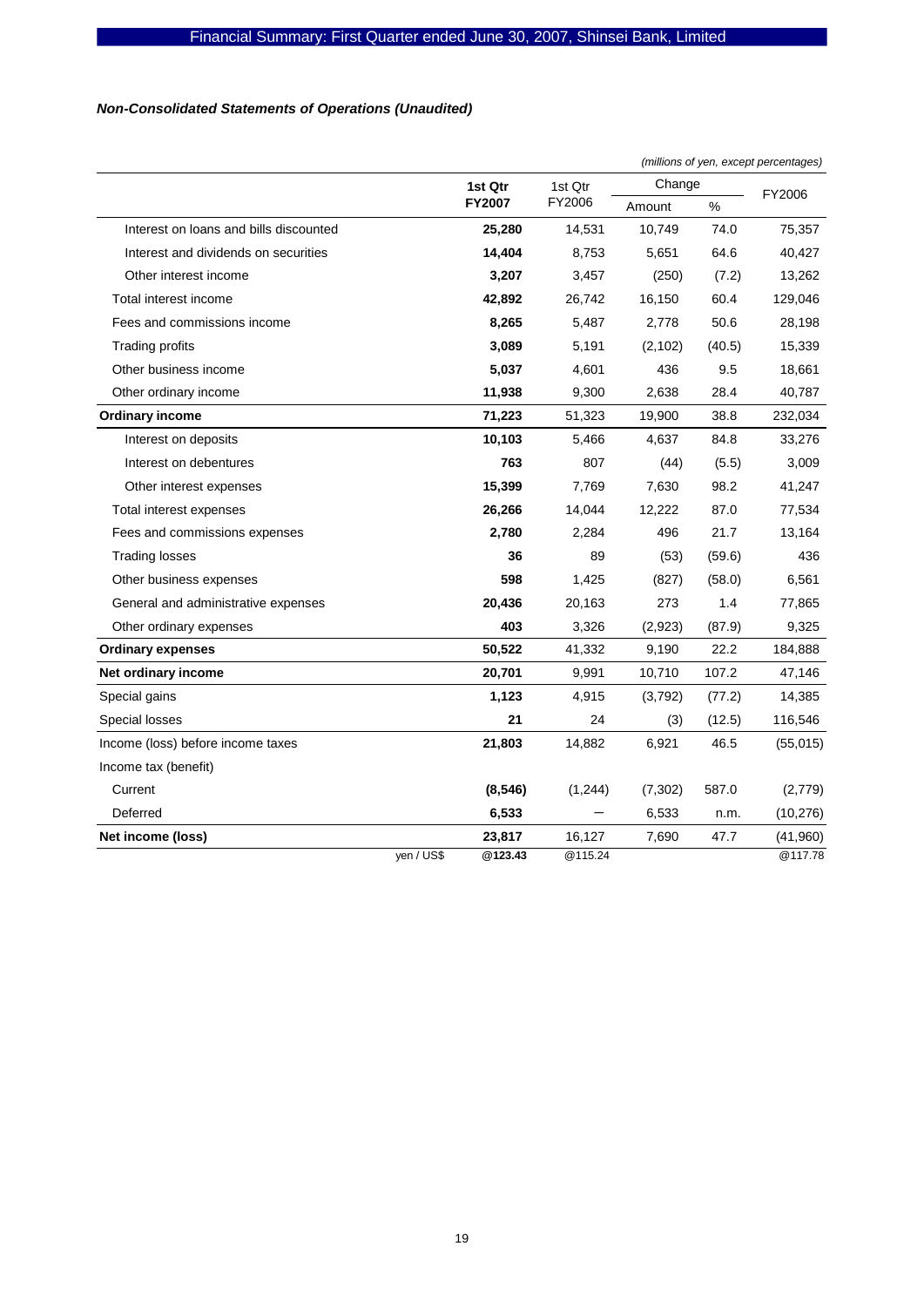*Non-Consolidated Statements of Operations (Unaudited)*

*(millions of yen, except percentages)*

| | 1st Qtr FY2007 | 1st Qtr FY2006 | Change Amount | Change % | FY2006 |
|---|---|---|---|---|---|
| Interest on loans and bills discounted | **25,280** | 14,531 | 10,749 | 74.0 | 75,357 |
| Interest and dividends on securities | **14,404** | 8,753 | 5,651 | 64.6 | 40,427 |
| Other interest income | **3,207** | 3,457 | (250) | (7.2) | 13,262 |
| Total interest income | **42,892** | 26,742 | 16,150 | 60.4 | 129,046 |
| Fees and commissions income | **8,265** | 5,487 | 2,778 | 50.6 | 28,198 |
| Trading profits | **3,089** | 5,191 | (2,102) | (40.5) | 15,339 |
| Other business income | **5,037** | 4,601 | 436 | 9.5 | 18,661 |
| Other ordinary income | **11,938** | 9,300 | 2,638 | 28.4 | 40,787 |
| **Ordinary income** | **71,223** | 51,323 | 19,900 | 38.8 | 232,034 |
| Interest on deposits | **10,103** | 5,466 | 4,637 | 84.8 | 33,276 |
| Interest on debentures | **763** | 807 | (44) | (5.5) | 3,009 |
| Other interest expenses | **15,399** | 7,769 | 7,630 | 98.2 | 41,247 |
| Total interest expenses | **26,266** | 14,044 | 12,222 | 87.0 | 77,534 |
| Fees and commissions expenses | **2,780** | 2,284 | 496 | 21.7 | 13,164 |
| Trading losses | **36** | 89 | (53) | (59.6) | 436 |
| Other business expenses | **598** | 1,425 | (827) | (58.0) | 6,561 |
| General and administrative expenses | **20,436** | 20,163 | 273 | 1.4 | 77,865 |
| Other ordinary expenses | **403** | 3,326 | (2,923) | (87.9) | 9,325 |
| **Ordinary expenses** | **50,522** | 41,332 | 9,190 | 22.2 | 184,888 |
| **Net ordinary income** | **20,701** | 9,991 | 10,710 | 107.2 | 47,146 |
| Special gains | **1,123** | 4,915 | (3,792) | (77.2) | 14,385 |
| Special losses | **21** | 24 | (3) | (12.5) | 116,546 |
| Income (loss) before income taxes | **21,803** | 14,882 | 6,921 | 46.5 | (55,015) |
| Income tax (benefit) | | | | | |
| Current | **(8,546)** | (1,244) | (7,302) | 587.0 | (2,779) |
| Deferred | **6,533** | — | 6,533 | n.m. | (10,276) |
| **Net income (loss)** | **23,817** | 16,127 | 7,690 | 47.7 | (41,960) |
| yen / US$ | **@123.43** | @115.24 | | | @117.78 |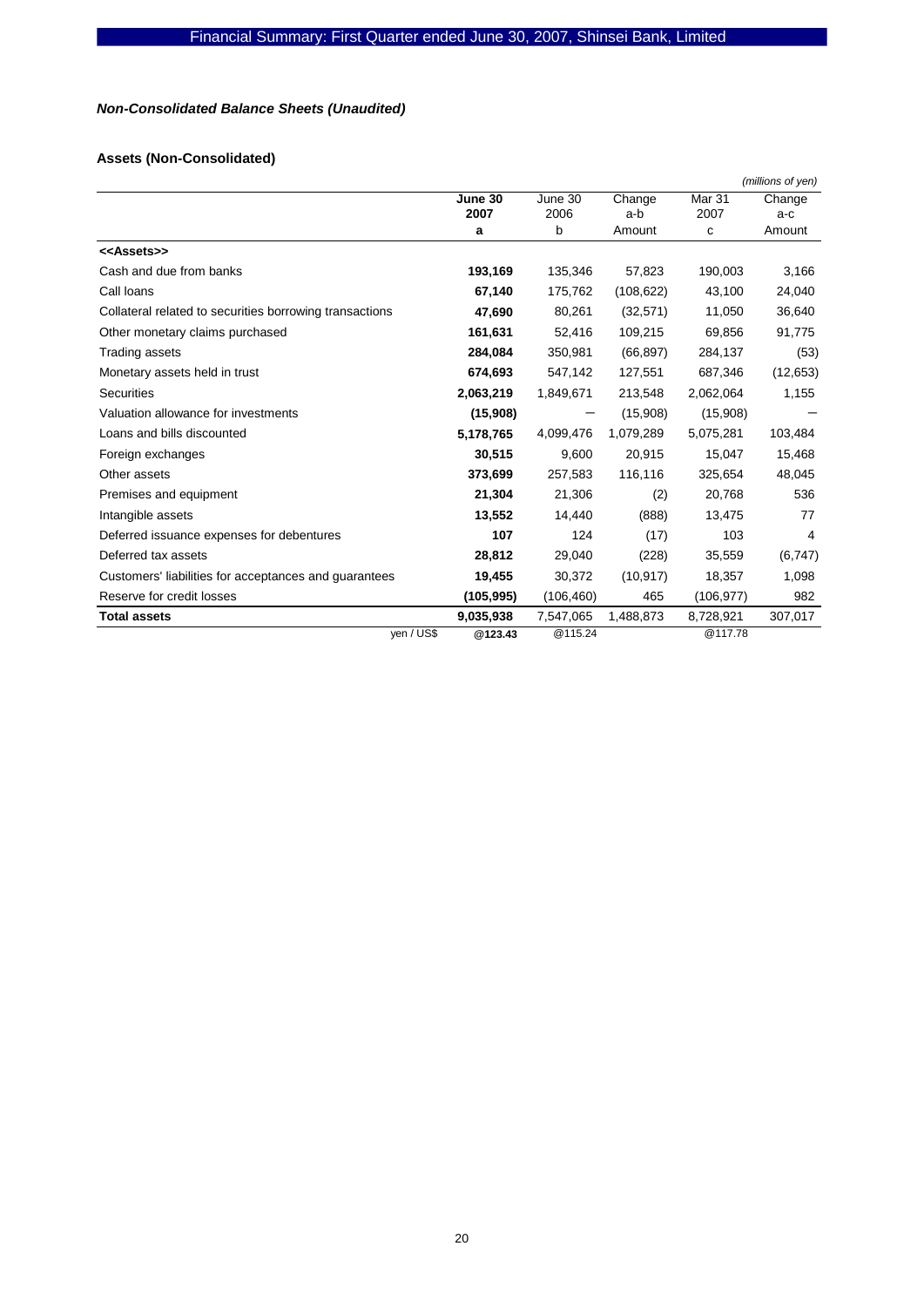### *Non-Consolidated Balance Sheets (Unaudited)*

#### Assets (Non-Consolidated)

*(millions of yen)*

| | **June 30 2007** | June 30 2006 | Change a-b | Mar 31 2007 | Change a-c |
|---|---|---|---|---|---|
| | **a** | b | Amount | c | Amount |
| **<<Assets>>** | | | | | |
| Cash and due from banks | **193,169** | 135,346 | 57,823 | 190,003 | 3,166 |
| Call loans | **67,140** | 175,762 | (108,622) | 43,100 | 24,040 |
| Collateral related to securities borrowing transactions | **47,690** | 80,261 | (32,571) | 11,050 | 36,640 |
| Other monetary claims purchased | **161,631** | 52,416 | 109,215 | 69,856 | 91,775 |
| Trading assets | **284,084** | 350,981 | (66,897) | 284,137 | (53) |
| Monetary assets held in trust | **674,693** | 547,142 | 127,551 | 687,346 | (12,653) |
| Securities | **2,063,219** | 1,849,671 | 213,548 | 2,062,064 | 1,155 |
| Valuation allowance for investments | **(15,908)** | — | (15,908) | (15,908) | — |
| Loans and bills discounted | **5,178,765** | 4,099,476 | 1,079,289 | 5,075,281 | 103,484 |
| Foreign exchanges | **30,515** | 9,600 | 20,915 | 15,047 | 15,468 |
| Other assets | **373,699** | 257,583 | 116,116 | 325,654 | 48,045 |
| Premises and equipment | **21,304** | 21,306 | (2) | 20,768 | 536 |
| Intangible assets | **13,552** | 14,440 | (888) | 13,475 | 77 |
| Deferred issuance expenses for debentures | **107** | 124 | (17) | 103 | 4 |
| Deferred tax assets | **28,812** | 29,040 | (228) | 35,559 | (6,747) |
| Customers' liabilities for acceptances and guarantees | **19,455** | 30,372 | (10,917) | 18,357 | 1,098 |
| Reserve for credit losses | **(105,995)** | (106,460) | 465 | (106,977) | 982 |
| **Total assets** | **9,035,938** | 7,547,065 | 1,488,873 | 8,728,921 | 307,017 |
| yen / US$ | **@123.43** | @115.24 | | @117.78 | |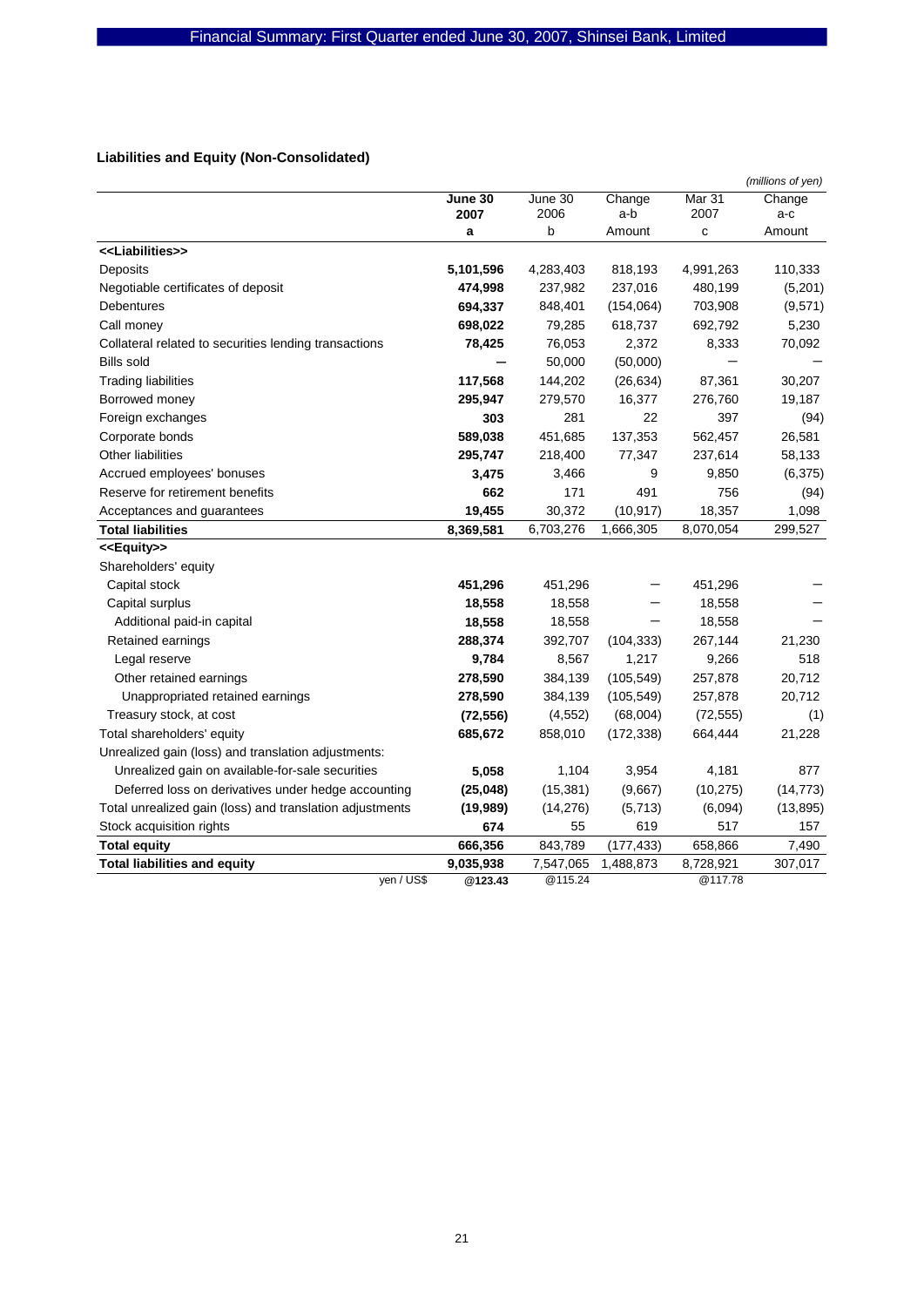## Liabilities and Equity (Non-Consolidated)

*(millions of yen)*

| | June 30 2007 | June 30 2006 | Change a-b | Mar 31 2007 | Change a-c |
|---|---|---|---|---|---|
| | a | b | Amount | c | Amount |
| **<<Liabilities>>** | | | | | |
| Deposits | **5,101,596** | 4,283,403 | 818,193 | 4,991,263 | 110,333 |
| Negotiable certificates of deposit | **474,998** | 237,982 | 237,016 | 480,199 | (5,201) |
| Debentures | **694,337** | 848,401 | (154,064) | 703,908 | (9,571) |
| Call money | **698,022** | 79,285 | 618,737 | 692,792 | 5,230 |
| Collateral related to securities lending transactions | **78,425** | 76,053 | 2,372 | 8,333 | 70,092 |
| Bills sold | **—** | 50,000 | (50,000) | — | — |
| Trading liabilities | **117,568** | 144,202 | (26,634) | 87,361 | 30,207 |
| Borrowed money | **295,947** | 279,570 | 16,377 | 276,760 | 19,187 |
| Foreign exchanges | **303** | 281 | 22 | 397 | (94) |
| Corporate bonds | **589,038** | 451,685 | 137,353 | 562,457 | 26,581 |
| Other liabilities | **295,747** | 218,400 | 77,347 | 237,614 | 58,133 |
| Accrued employees' bonuses | **3,475** | 3,466 | 9 | 9,850 | (6,375) |
| Reserve for retirement benefits | **662** | 171 | 491 | 756 | (94) |
| Acceptances and guarantees | **19,455** | 30,372 | (10,917) | 18,357 | 1,098 |
| **Total liabilities** | **8,369,581** | 6,703,276 | 1,666,305 | 8,070,054 | 299,527 |
| **<<Equity>>** | | | | | |
| Shareholders' equity | | | | | |
| Capital stock | **451,296** | 451,296 | — | 451,296 | — |
| Capital surplus | **18,558** | 18,558 | — | 18,558 | — |
| Additional paid-in capital | **18,558** | 18,558 | — | 18,558 | — |
| Retained earnings | **288,374** | 392,707 | (104,333) | 267,144 | 21,230 |
| Legal reserve | **9,784** | 8,567 | 1,217 | 9,266 | 518 |
| Other retained earnings | **278,590** | 384,139 | (105,549) | 257,878 | 20,712 |
| Unappropriated retained earnings | **278,590** | 384,139 | (105,549) | 257,878 | 20,712 |
| Treasury stock, at cost | **(72,556)** | (4,552) | (68,004) | (72,555) | (1) |
| Total shareholders' equity | **685,672** | 858,010 | (172,338) | 664,444 | 21,228 |
| Unrealized gain (loss) and translation adjustments: | | | | | |
| Unrealized gain on available-for-sale securities | **5,058** | 1,104 | 3,954 | 4,181 | 877 |
| Deferred loss on derivatives under hedge accounting | **(25,048)** | (15,381) | (9,667) | (10,275) | (14,773) |
| Total unrealized gain (loss) and translation adjustments | **(19,989)** | (14,276) | (5,713) | (6,094) | (13,895) |
| Stock acquisition rights | **674** | 55 | 619 | 517 | 157 |
| **Total equity** | **666,356** | 843,789 | (177,433) | 658,866 | 7,490 |
| **Total liabilities and equity** | **9,035,938** | 7,547,065 | 1,488,873 | 8,728,921 | 307,017 |
| yen / US$ | **@123.43** | @115.24 | | @117.78 | |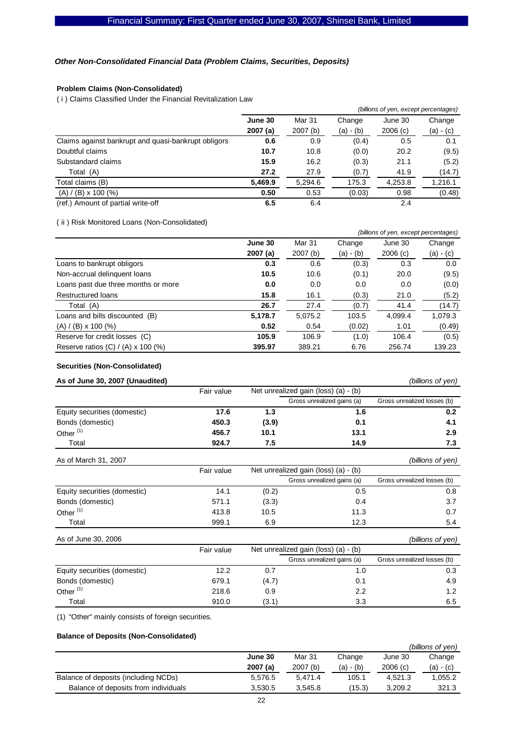### *Other Non-Consolidated Financial Data (Problem Claims, Securities, Deposits)*

#### Problem Claims (Non-Consolidated)

( i ) Claims Classified Under the Financial Revitalization Law

*(billions of yen, except percentages)*

| | **June 30 2007 (a)** | Mar 31 2007 (b) | Change (a) - (b) | June 30 2006 (c) | Change (a) - (c) |
|---|---|---|---|---|---|
| Claims against bankrupt and quasi-bankrupt obligors | **0.6** | 0.9 | (0.4) | 0.5 | 0.1 |
| Doubtful claims | **10.7** | 10.8 | (0.0) | 20.2 | (9.5) |
| Substandard claims | **15.9** | 16.2 | (0.3) | 21.1 | (5.2) |
| Total (A) | **27.2** | 27.9 | (0.7) | 41.9 | (14.7) |
| Total claims (B) | **5,469.9** | 5,294.6 | 175.3 | 4,253.8 | 1,216.1 |
| (A) / (B) x 100 (%) | **0.50** | 0.53 | (0.03) | 0.98 | (0.48) |
| (ref.) Amount of partial write-off | **6.5** | 6.4 | | 2.4 | |

( ii ) Risk Monitored Loans (Non-Consolidated)

*(billions of yen, except percentages)*

| | **June 30 2007 (a)** | Mar 31 2007 (b) | Change (a) - (b) | June 30 2006 (c) | Change (a) - (c) |
|---|---|---|---|---|---|
| Loans to bankrupt obligors | **0.3** | 0.6 | (0.3) | 0.3 | 0.0 |
| Non-accrual delinquent loans | **10.5** | 10.6 | (0.1) | 20.0 | (9.5) |
| Loans past due three months or more | **0.0** | 0.0 | 0.0 | 0.0 | (0.0) |
| Restructured loans | **15.8** | 16.1 | (0.3) | 21.0 | (5.2) |
| Total (A) | **26.7** | 27.4 | (0.7) | 41.4 | (14.7) |
| Loans and bills discounted (B) | **5,178.7** | 5,075.2 | 103.5 | 4,099.4 | 1,079.3 |
| (A) / (B) x 100 (%) | **0.52** | 0.54 | (0.02) | 1.01 | (0.49) |
| Reserve for credit losses (C) | **105.9** | 106.9 | (1.0) | 106.4 | (0.5) |
| Reserve ratios (C) / (A) x 100 (%) | **395.97** | 389.21 | 6.76 | 256.74 | 139.23 |

#### Securities (Non-Consolidated)

**As of June 30, 2007 (Unaudited)** *(billions of yen)*

| | Fair value | Net unrealized gain (loss) (a) - (b) | Gross unrealized gains (a) | Gross unrealized losses (b) |
|---|---|---|---|---|
| Equity securities (domestic) | **17.6** | **1.3** | **1.6** | **0.2** |
| Bonds (domestic) | **450.3** | **(3.9)** | **0.1** | **4.1** |
| Other [(1)] | **456.7** | **10.1** | **13.1** | **2.9** |
| Total | **924.7** | **7.5** | **14.9** | **7.3** |

As of March 31, 2007 *(billions of yen)*

| | Fair value | Net unrealized gain (loss) (a) - (b) | Gross unrealized gains (a) | Gross unrealized losses (b) |
|---|---|---|---|---|
| Equity securities (domestic) | 14.1 | (0.2) | 0.5 | 0.8 |
| Bonds (domestic) | 571.1 | (3.3) | 0.4 | 3.7 |
| Other [(1)] | 413.8 | 10.5 | 11.3 | 0.7 |
| Total | 999.1 | 6.9 | 12.3 | 5.4 |

As of June 30, 2006 *(billions of yen)*

| | Fair value | Net unrealized gain (loss) (a) - (b) | Gross unrealized gains (a) | Gross unrealized losses (b) |
|---|---|---|---|---|
| Equity securities (domestic) | 12.2 | 0.7 | 1.0 | 0.3 |
| Bonds (domestic) | 679.1 | (4.7) | 0.1 | 4.9 |
| Other [(1)] | 218.6 | 0.9 | 2.2 | 1.2 |
| Total | 910.0 | (3.1) | 3.3 | 6.5 |

(1) "Other" mainly consists of foreign securities.

#### Balance of Deposits (Non-Consolidated)

*(billions of yen)*

| | **June 30 2007 (a)** | Mar 31 2007 (b) | Change (a) - (b) | June 30 2006 (c) | Change (a) - (c) |
|---|---|---|---|---|---|
| Balance of deposits (including NCDs) | 5,576.5 | 5,471.4 | 105.1 | 4,521.3 | 1,055.2 |
| Balance of deposits from individuals | 3,530.5 | 3,545.8 | (15.3) | 3,209.2 | 321.3 |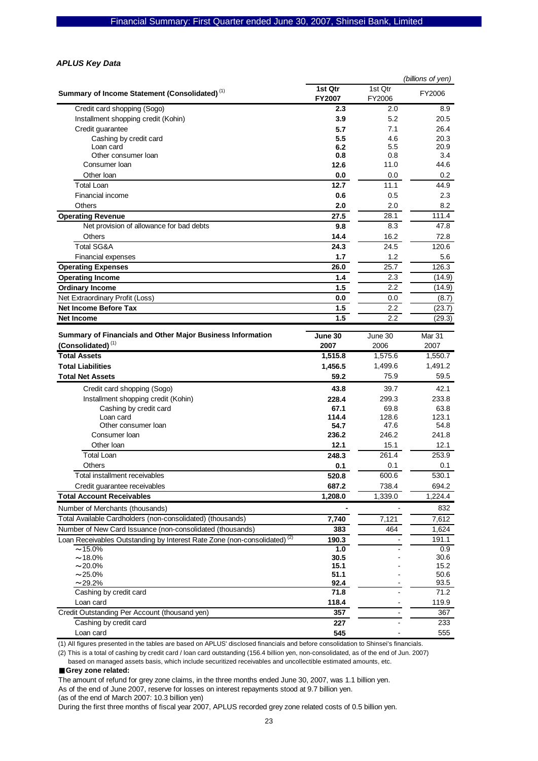### *APLUS Key Data*

*(billions of yen)*

| Summary of Income Statement (Consolidated) [1] | 1st Qtr FY2007 | 1st Qtr FY2006 | FY2006 |
|---|---|---|---|
| Credit card shopping (Sogo) | **2.3** | 2.0 | 8.9 |
| Installment shopping credit (Kohin) | **3.9** | 5.2 | 20.5 |
| Credit guarantee | **5.7** | 7.1 | 26.4 |
| Cashing by credit card | **5.5** | 4.6 | 20.3 |
| Loan card | **6.2** | 5.5 | 20.9 |
| Other consumer loan | **0.8** | 0.8 | 3.4 |
| Consumer loan | **12.6** | 11.0 | 44.6 |
| Other loan | **0.0** | 0.0 | 0.2 |
| Total Loan | **12.7** | 11.1 | 44.9 |
| Financial income | **0.6** | 0.5 | 2.3 |
| Others | **2.0** | 2.0 | 8.2 |
| **Operating Revenue** | **27.5** | 28.1 | 111.4 |
| Net provision of allowance for bad debts | **9.8** | 8.3 | 47.8 |
| Others | **14.4** | 16.2 | 72.8 |
| Total SG&A | **24.3** | 24.5 | 120.6 |
| Financial expenses | **1.7** | 1.2 | 5.6 |
| **Operating Expenses** | **26.0** | 25.7 | 126.3 |
| **Operating Income** | **1.4** | 2.3 | (14.9) |
| **Ordinary Income** | **1.5** | 2.2 | (14.9) |
| Net Extraordinary Profit (Loss) | **0.0** | 0.0 | (8.7) |
| **Net Income Before Tax** | **1.5** | 2.2 | (23.7) |
| **Net Income** | **1.5** | 2.2 | (29.3) |

| Summary of Financials and Other Major Business Information (Consolidated) [1] | June 30 2007 | June 30 2006 | Mar 31 2007 |
|---|---|---|---|
| **Total Assets** | **1,515.8** | 1,575.6 | 1,550.7 |
| **Total Liabilities** | **1,456.5** | 1,499.6 | 1,491.2 |
| **Total Net Assets** | **59.2** | 75.9 | 59.5 |
| Credit card shopping (Sogo) | **43.8** | 39.7 | 42.1 |
| Installment shopping credit (Kohin) | **228.4** | 299.3 | 233.8 |
| Cashing by credit card | **67.1** | 69.8 | 63.8 |
| Loan card | **114.4** | 128.6 | 123.1 |
| Other consumer loan | **54.7** | 47.6 | 54.8 |
| Consumer loan | **236.2** | 246.2 | 241.8 |
| Other loan | **12.1** | 15.1 | 12.1 |
| Total Loan | **248.3** | 261.4 | 253.9 |
| Others | **0.1** | 0.1 | 0.1 |
| Total installment receivables | **520.8** | 600.6 | 530.1 |
| Credit guarantee receivables | **687.2** | 738.4 | 694.2 |
| **Total Account Receivables** | **1,208.0** | 1,339.0 | 1,224.4 |
| Number of Merchants (thousands) | **-** | - | 832 |
| Total Available Cardholders (non-consolidated) (thousands) | **7,740** | 7,121 | 7,612 |
| Number of New Card Issuance (non-consolidated (thousands) | **383** | 464 | 1,624 |
| Loan Receivables Outstanding by Interest Rate Zone (non-consolidated) [2] | **190.3** | - | 191.1 |
| ～15.0% | **1.0** | - | 0.9 |
| ～18.0% | **30.5** | - | 30.6 |
| ～20.0% | **15.1** | - | 15.2 |
| ～25.0% | **51.1** | - | 50.6 |
| ～29.2% | **92.4** | - | 93.5 |
| Cashing by credit card | **71.8** | - | 71.2 |
| Loan card | **118.4** | - | 119.9 |
| Credit Outstanding Per Account (thousand yen) | **357** | - | 367 |
| Cashing by credit card | **227** | - | 233 |
| Loan card | **545** | - | 555 |

(1) All figures presented in the tables are based on APLUS' disclosed financials and before consolidation to Shinsei's financials.
(2) This is a total of cashing by credit card / loan card outstanding (156.4 billion yen, non-consolidated, as of the end of Jun. 2007) based on managed assets basis, which include securitized receivables and uncollectible estimated amounts, etc.

**■Grey zone related:**

The amount of refund for grey zone claims, in the three months ended June 30, 2007, was 1.1 billion yen.
As of the end of June 2007, reserve for losses on interest repayments stood at 9.7 billion yen.
(as of the end of March 2007: 10.3 billion yen)
During the first three months of fiscal year 2007, APLUS recorded grey zone related costs of 0.5 billion yen.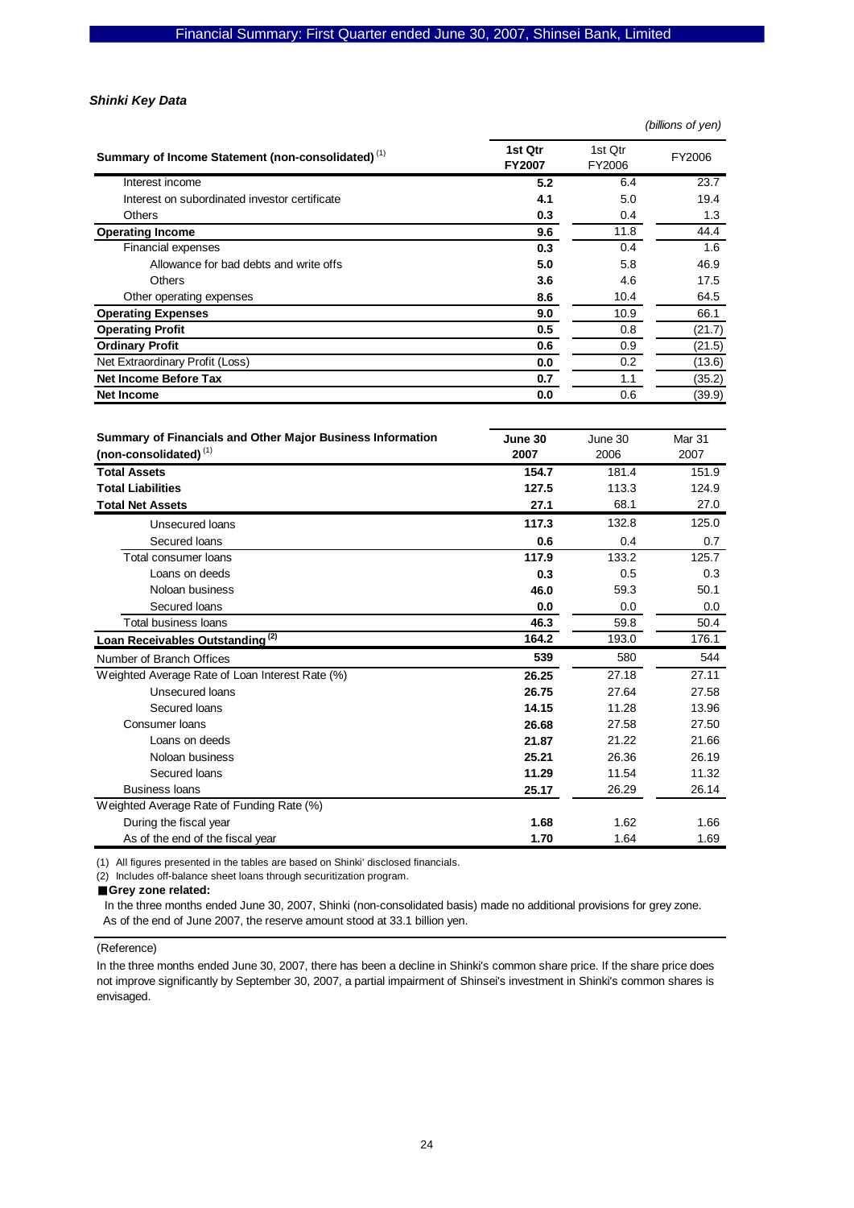***Shinki Key Data***

*(billions of yen)*

| Summary of Income Statement (non-consolidated) [1] | 1st Qtr FY2007 | 1st Qtr FY2006 | FY2006 |
|---|---|---|---|
| Interest income | **5.2** | 6.4 | 23.7 |
| Interest on subordinated investor certificate | **4.1** | 5.0 | 19.4 |
| Others | **0.3** | 0.4 | 1.3 |
| **Operating Income** | **9.6** | 11.8 | 44.4 |
| Financial expenses | **0.3** | 0.4 | 1.6 |
| Allowance for bad debts and write offs | **5.0** | 5.8 | 46.9 |
| Others | **3.6** | 4.6 | 17.5 |
| Other operating expenses | **8.6** | 10.4 | 64.5 |
| **Operating Expenses** | **9.0** | 10.9 | 66.1 |
| **Operating Profit** | **0.5** | 0.8 | (21.7) |
| **Ordinary Profit** | **0.6** | 0.9 | (21.5) |
| Net Extraordinary Profit (Loss) | **0.0** | 0.2 | (13.6) |
| **Net Income Before Tax** | **0.7** | 1.1 | (35.2) |
| **Net Income** | **0.0** | 0.6 | (39.9) |

| Summary of Financials and Other Major Business Information (non-consolidated) [1] | June 30 2007 | June 30 2006 | Mar 31 2007 |
|---|---|---|---|
| **Total Assets** | **154.7** | 181.4 | 151.9 |
| **Total Liabilities** | **127.5** | 113.3 | 124.9 |
| **Total Net Assets** | **27.1** | 68.1 | 27.0 |
| Unsecured loans | **117.3** | 132.8 | 125.0 |
| Secured loans | **0.6** | 0.4 | 0.7 |
| Total consumer loans | **117.9** | 133.2 | 125.7 |
| Loans on deeds | **0.3** | 0.5 | 0.3 |
| Noloan business | **46.0** | 59.3 | 50.1 |
| Secured loans | **0.0** | 0.0 | 0.0 |
| Total business loans | **46.3** | 59.8 | 50.4 |
| **Loan Receivables Outstanding [2]** | **164.2** | 193.0 | 176.1 |
| Number of Branch Offices | **539** | 580 | 544 |
| Weighted Average Rate of Loan Interest Rate (%) | **26.25** | 27.18 | 27.11 |
| Unsecured loans | **26.75** | 27.64 | 27.58 |
| Secured loans | **14.15** | 11.28 | 13.96 |
| Consumer loans | **26.68** | 27.58 | 27.50 |
| Loans on deeds | **21.87** | 21.22 | 21.66 |
| Noloan business | **25.21** | 26.36 | 26.19 |
| Secured loans | **11.29** | 11.54 | 11.32 |
| Business loans | **25.17** | 26.29 | 26.14 |
| Weighted Average Rate of Funding Rate (%) | | | |
| During the fiscal year | **1.68** | 1.62 | 1.66 |
| As of the end of the fiscal year | **1.70** | 1.64 | 1.69 |

(1) All figures presented in the tables are based on Shinki' disclosed financials.

(2) Includes off-balance sheet loans through securitization program.

■**Grey zone related:**

In the three months ended June 30, 2007, Shinki (non-consolidated basis) made no additional provisions for grey zone. As of the end of June 2007, the reserve amount stood at 33.1 billion yen.

(Reference)

In the three months ended June 30, 2007, there has been a decline in Shinki's common share price. If the share price does not improve significantly by September 30, 2007, a partial impairment of Shinsei's investment in Shinki's common shares is envisaged.